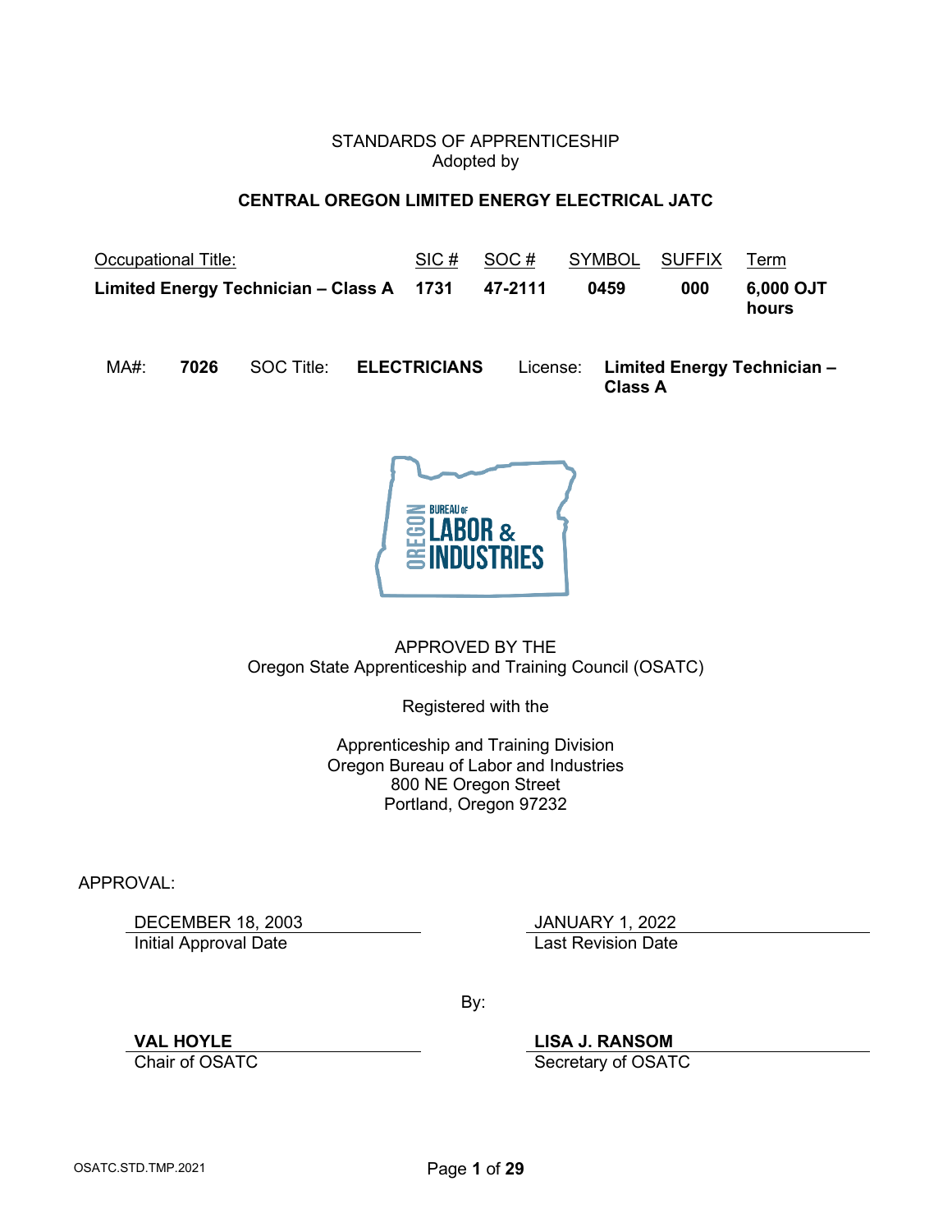STANDARDS OF APPRENTICESHIP
Adopted by

**CENTRAL OREGON LIMITED ENERGY ELECTRICAL JATC**

| Occupational Title: | SIC # | SOC # | SYMBOL | SUFFIX | Term |
|---|---|---|---|---|---|
| **Limited Energy Technician – Class A** | **1731** | **47-2111** | **0459** | **000** | **6,000 OJT hours** |

| MA#: | **7026** | SOC Title: | **ELECTRICIANS** | License: | **Limited Energy Technician – Class A** |
|---|---|---|---|---|---|

OREGON BUREAU OF LABOR & INDUSTRIES

APPROVED BY THE
Oregon State Apprenticeship and Training Council (OSATC)

Registered with the

Apprenticeship and Training Division
Oregon Bureau of Labor and Industries
800 NE Oregon Street
Portland, Oregon 97232

APPROVAL:

| DECEMBER 18, 2003 | JANUARY 1, 2022 |
|---|---|
| Initial Approval Date | Last Revision Date |

By:

| **VAL HOYLE** | **LISA J. RANSOM** |
|---|---|
| Chair of OSATC | Secretary of OSATC |

OSATC.STD.TMP.2021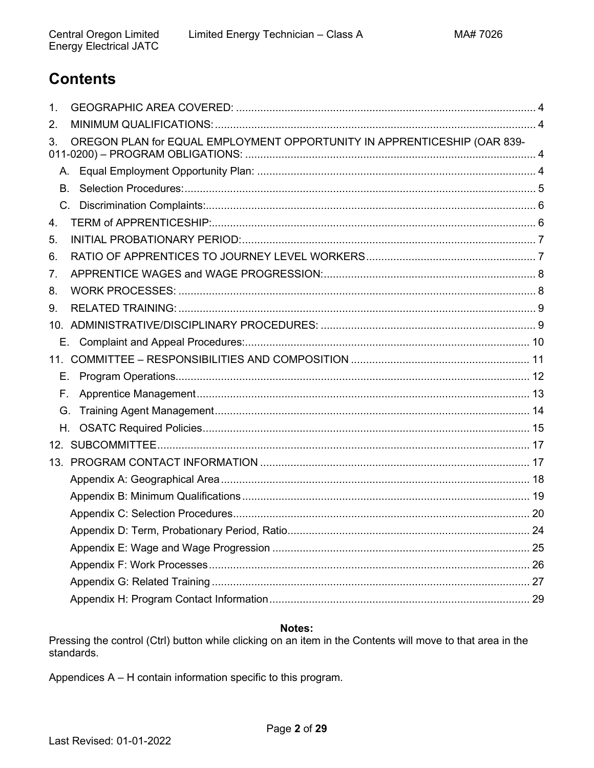# Contents

1. GEOGRAPHIC AREA COVERED: .... 4
2. MINIMUM QUALIFICATIONS: .... 4
3. OREGON PLAN for EQUAL EMPLOYMENT OPPORTUNITY IN APPRENTICESHIP (OAR 839-011-0200) – PROGRAM OBLIGATIONS: .... 4
   - A. Equal Employment Opportunity Plan: .... 4
   - B. Selection Procedures: .... 5
   - C. Discrimination Complaints: .... 6
4. TERM of APPRENTICESHIP: .... 6
5. INITIAL PROBATIONARY PERIOD: .... 7
6. RATIO OF APPRENTICES TO JOURNEY LEVEL WORKERS .... 7
7. APPRENTICE WAGES and WAGE PROGRESSION: .... 8
8. WORK PROCESSES: .... 8
9. RELATED TRAINING: .... 9
10. ADMINISTRATIVE/DISCIPLINARY PROCEDURES: .... 9
    - E. Complaint and Appeal Procedures: .... 10
11. COMMITTEE – RESPONSIBILITIES AND COMPOSITION .... 11
    - E. Program Operations .... 12
    - F. Apprentice Management .... 13
    - G. Training Agent Management .... 14
    - H. OSATC Required Policies .... 15
12. SUBCOMMITTEE .... 17
13. PROGRAM CONTACT INFORMATION .... 17
    - Appendix A: Geographical Area .... 18
    - Appendix B: Minimum Qualifications .... 19
    - Appendix C: Selection Procedures .... 20
    - Appendix D: Term, Probationary Period, Ratio .... 24
    - Appendix E: Wage and Wage Progression .... 25
    - Appendix F: Work Processes .... 26
    - Appendix G: Related Training .... 27
    - Appendix H: Program Contact Information .... 29

**Notes:**

Pressing the control (Ctrl) button while clicking on an item in the Contents will move to that area in the standards.

Appendices A – H contain information specific to this program.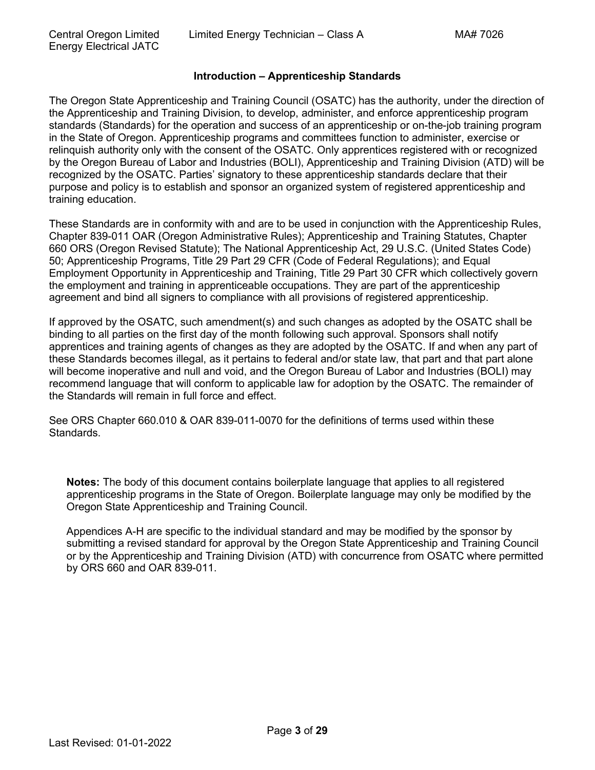## Introduction – Apprenticeship Standards

The Oregon State Apprenticeship and Training Council (OSATC) has the authority, under the direction of the Apprenticeship and Training Division, to develop, administer, and enforce apprenticeship program standards (Standards) for the operation and success of an apprenticeship or on-the-job training program in the State of Oregon. Apprenticeship programs and committees function to administer, exercise or relinquish authority only with the consent of the OSATC. Only apprentices registered with or recognized by the Oregon Bureau of Labor and Industries (BOLI), Apprenticeship and Training Division (ATD) will be recognized by the OSATC. Parties' signatory to these apprenticeship standards declare that their purpose and policy is to establish and sponsor an organized system of registered apprenticeship and training education.

These Standards are in conformity with and are to be used in conjunction with the Apprenticeship Rules, Chapter 839-011 OAR (Oregon Administrative Rules); Apprenticeship and Training Statutes, Chapter 660 ORS (Oregon Revised Statute); The National Apprenticeship Act, 29 U.S.C. (United States Code) 50; Apprenticeship Programs, Title 29 Part 29 CFR (Code of Federal Regulations); and Equal Employment Opportunity in Apprenticeship and Training, Title 29 Part 30 CFR which collectively govern the employment and training in apprenticeable occupations. They are part of the apprenticeship agreement and bind all signers to compliance with all provisions of registered apprenticeship.

If approved by the OSATC, such amendment(s) and such changes as adopted by the OSATC shall be binding to all parties on the first day of the month following such approval. Sponsors shall notify apprentices and training agents of changes as they are adopted by the OSATC. If and when any part of these Standards becomes illegal, as it pertains to federal and/or state law, that part and that part alone will become inoperative and null and void, and the Oregon Bureau of Labor and Industries (BOLI) may recommend language that will conform to applicable law for adoption by the OSATC. The remainder of the Standards will remain in full force and effect.

See ORS Chapter 660.010 & OAR 839-011-0070 for the definitions of terms used within these Standards.

**Notes:** The body of this document contains boilerplate language that applies to all registered apprenticeship programs in the State of Oregon. Boilerplate language may only be modified by the Oregon State Apprenticeship and Training Council.

Appendices A-H are specific to the individual standard and may be modified by the sponsor by submitting a revised standard for approval by the Oregon State Apprenticeship and Training Council or by the Apprenticeship and Training Division (ATD) with concurrence from OSATC where permitted by ORS 660 and OAR 839-011.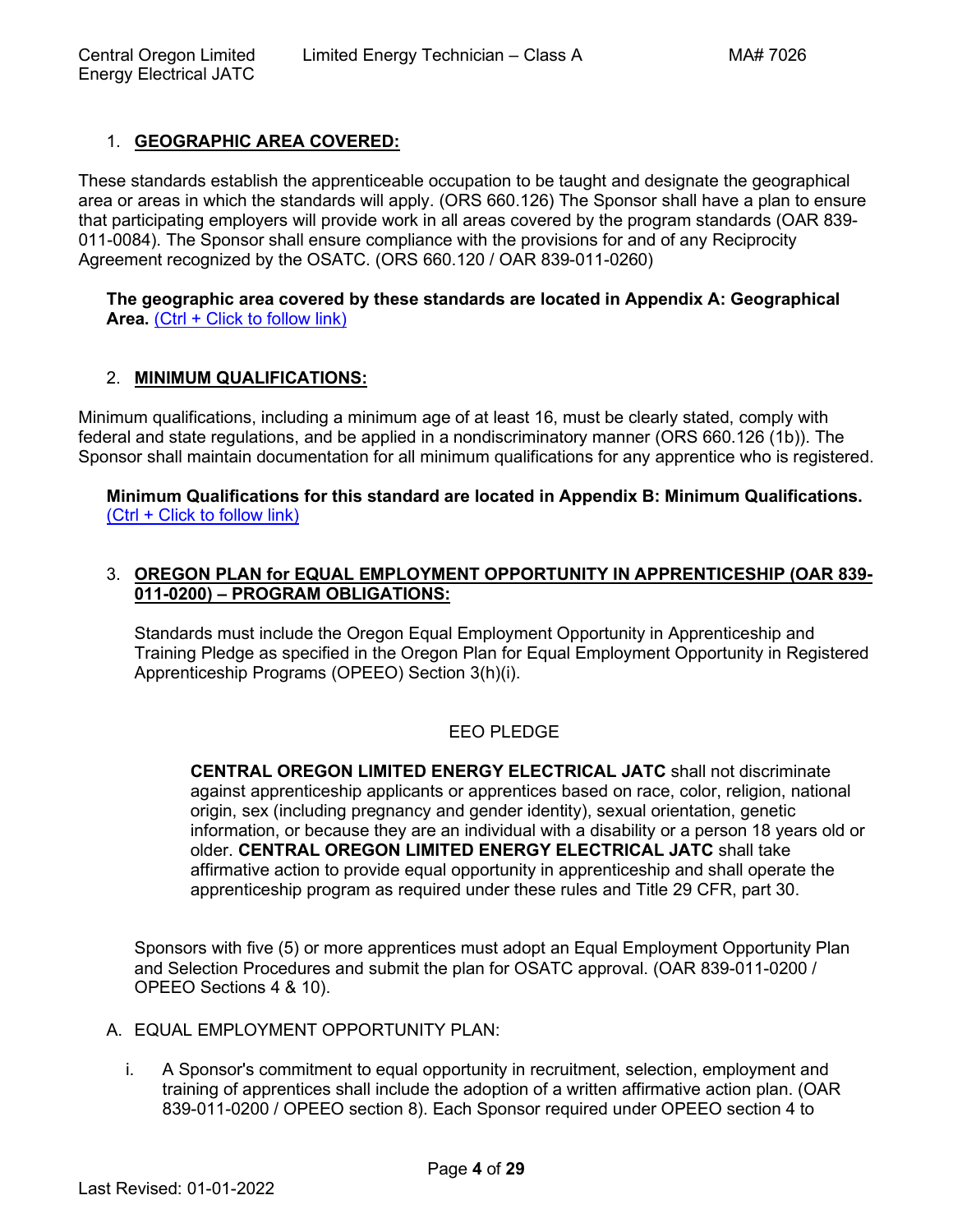1. **GEOGRAPHIC AREA COVERED:**

These standards establish the apprenticeable occupation to be taught and designate the geographical area or areas in which the standards will apply. (ORS 660.126) The Sponsor shall have a plan to ensure that participating employers will provide work in all areas covered by the program standards (OAR 839-011-0084). The Sponsor shall ensure compliance with the provisions for and of any Reciprocity Agreement recognized by the OSATC. (ORS 660.120 / OAR 839-011-0260)

**The geographic area covered by these standards are located in Appendix A: Geographical Area.** (Ctrl + Click to follow link)

2. **MINIMUM QUALIFICATIONS:**

Minimum qualifications, including a minimum age of at least 16, must be clearly stated, comply with federal and state regulations, and be applied in a nondiscriminatory manner (ORS 660.126 (1b)). The Sponsor shall maintain documentation for all minimum qualifications for any apprentice who is registered.

**Minimum Qualifications for this standard are located in Appendix B: Minimum Qualifications.** (Ctrl + Click to follow link)

3. **OREGON PLAN for EQUAL EMPLOYMENT OPPORTUNITY IN APPRENTICESHIP (OAR 839-011-0200) – PROGRAM OBLIGATIONS:**

Standards must include the Oregon Equal Employment Opportunity in Apprenticeship and Training Pledge as specified in the Oregon Plan for Equal Employment Opportunity in Registered Apprenticeship Programs (OPEEO) Section 3(h)(i).

EEO PLEDGE

**CENTRAL OREGON LIMITED ENERGY ELECTRICAL JATC** shall not discriminate against apprenticeship applicants or apprentices based on race, color, religion, national origin, sex (including pregnancy and gender identity), sexual orientation, genetic information, or because they are an individual with a disability or a person 18 years old or older. **CENTRAL OREGON LIMITED ENERGY ELECTRICAL JATC** shall take affirmative action to provide equal opportunity in apprenticeship and shall operate the apprenticeship program as required under these rules and Title 29 CFR, part 30.

Sponsors with five (5) or more apprentices must adopt an Equal Employment Opportunity Plan and Selection Procedures and submit the plan for OSATC approval. (OAR 839-011-0200 / OPEEO Sections 4 & 10).

A. EQUAL EMPLOYMENT OPPORTUNITY PLAN:

i. A Sponsor's commitment to equal opportunity in recruitment, selection, employment and training of apprentices shall include the adoption of a written affirmative action plan. (OAR 839-011-0200 / OPEEO section 8). Each Sponsor required under OPEEO section 4 to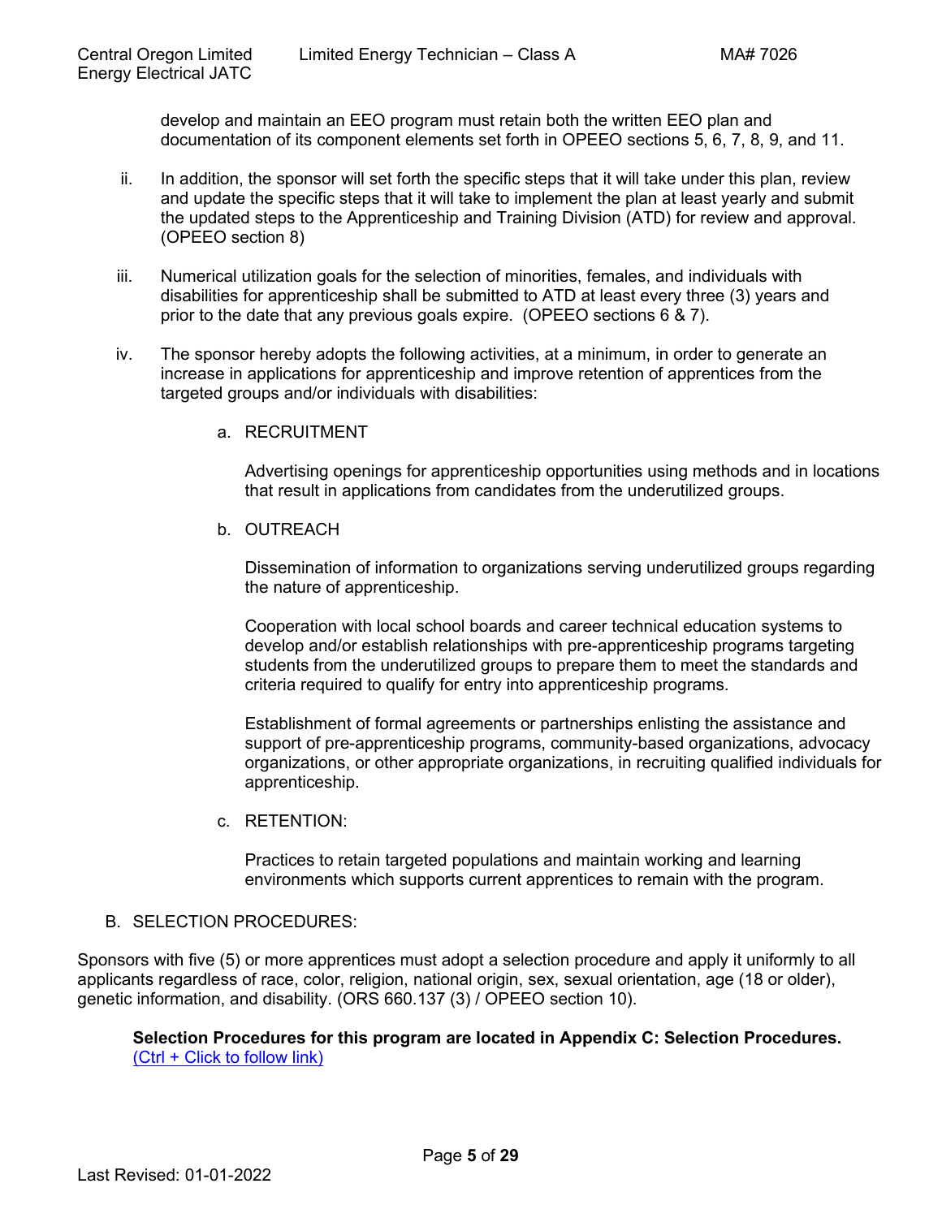develop and maintain an EEO program must retain both the written EEO plan and documentation of its component elements set forth in OPEEO sections 5, 6, 7, 8, 9, and 11.

ii. In addition, the sponsor will set forth the specific steps that it will take under this plan, review and update the specific steps that it will take to implement the plan at least yearly and submit the updated steps to the Apprenticeship and Training Division (ATD) for review and approval. (OPEEO section 8)

iii. Numerical utilization goals for the selection of minorities, females, and individuals with disabilities for apprenticeship shall be submitted to ATD at least every three (3) years and prior to the date that any previous goals expire. (OPEEO sections 6 & 7).

iv. The sponsor hereby adopts the following activities, at a minimum, in order to generate an increase in applications for apprenticeship and improve retention of apprentices from the targeted groups and/or individuals with disabilities:

a. RECRUITMENT

Advertising openings for apprenticeship opportunities using methods and in locations that result in applications from candidates from the underutilized groups.

b. OUTREACH

Dissemination of information to organizations serving underutilized groups regarding the nature of apprenticeship.

Cooperation with local school boards and career technical education systems to develop and/or establish relationships with pre-apprenticeship programs targeting students from the underutilized groups to prepare them to meet the standards and criteria required to qualify for entry into apprenticeship programs.

Establishment of formal agreements or partnerships enlisting the assistance and support of pre-apprenticeship programs, community-based organizations, advocacy organizations, or other appropriate organizations, in recruiting qualified individuals for apprenticeship.

c. RETENTION:

Practices to retain targeted populations and maintain working and learning environments which supports current apprentices to remain with the program.

B. SELECTION PROCEDURES:

Sponsors with five (5) or more apprentices must adopt a selection procedure and apply it uniformly to all applicants regardless of race, color, religion, national origin, sex, sexual orientation, age (18 or older), genetic information, and disability. (ORS 660.137 (3) / OPEEO section 10).

**Selection Procedures for this program are located in Appendix C: Selection Procedures.** (Ctrl + Click to follow link)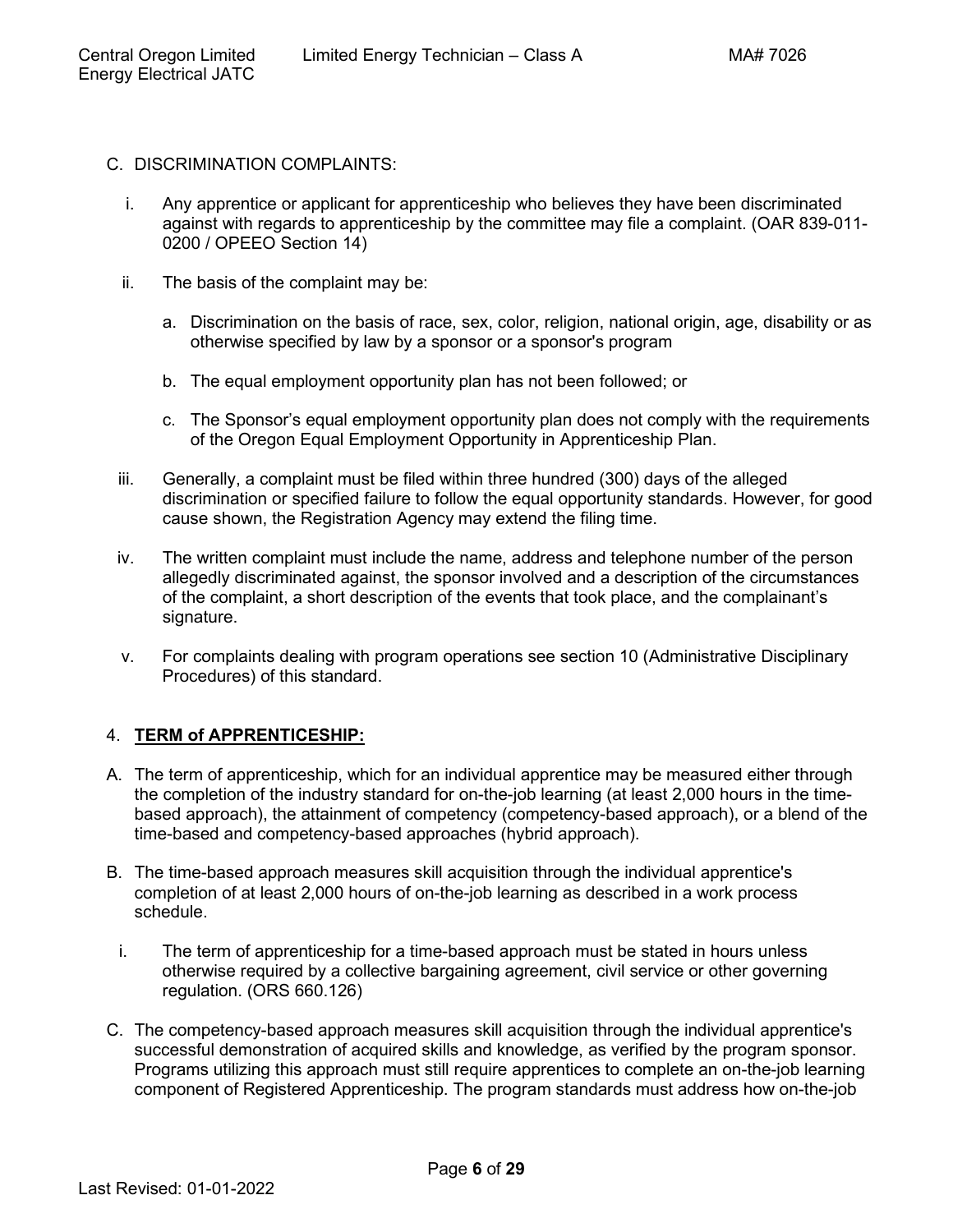C. DISCRIMINATION COMPLAINTS:

i. Any apprentice or applicant for apprenticeship who believes they have been discriminated against with regards to apprenticeship by the committee may file a complaint. (OAR 839-011-0200 / OPEEO Section 14)

ii. The basis of the complaint may be:

a. Discrimination on the basis of race, sex, color, religion, national origin, age, disability or as otherwise specified by law by a sponsor or a sponsor's program

b. The equal employment opportunity plan has not been followed; or

c. The Sponsor's equal employment opportunity plan does not comply with the requirements of the Oregon Equal Employment Opportunity in Apprenticeship Plan.

iii. Generally, a complaint must be filed within three hundred (300) days of the alleged discrimination or specified failure to follow the equal opportunity standards. However, for good cause shown, the Registration Agency may extend the filing time.

iv. The written complaint must include the name, address and telephone number of the person allegedly discriminated against, the sponsor involved and a description of the circumstances of the complaint, a short description of the events that took place, and the complainant's signature.

v. For complaints dealing with program operations see section 10 (Administrative Disciplinary Procedures) of this standard.

4. **TERM of APPRENTICESHIP:**

A. The term of apprenticeship, which for an individual apprentice may be measured either through the completion of the industry standard for on-the-job learning (at least 2,000 hours in the time-based approach), the attainment of competency (competency-based approach), or a blend of the time-based and competency-based approaches (hybrid approach).

B. The time-based approach measures skill acquisition through the individual apprentice's completion of at least 2,000 hours of on-the-job learning as described in a work process schedule.

i. The term of apprenticeship for a time-based approach must be stated in hours unless otherwise required by a collective bargaining agreement, civil service or other governing regulation. (ORS 660.126)

C. The competency-based approach measures skill acquisition through the individual apprentice's successful demonstration of acquired skills and knowledge, as verified by the program sponsor. Programs utilizing this approach must still require apprentices to complete an on-the-job learning component of Registered Apprenticeship. The program standards must address how on-the-job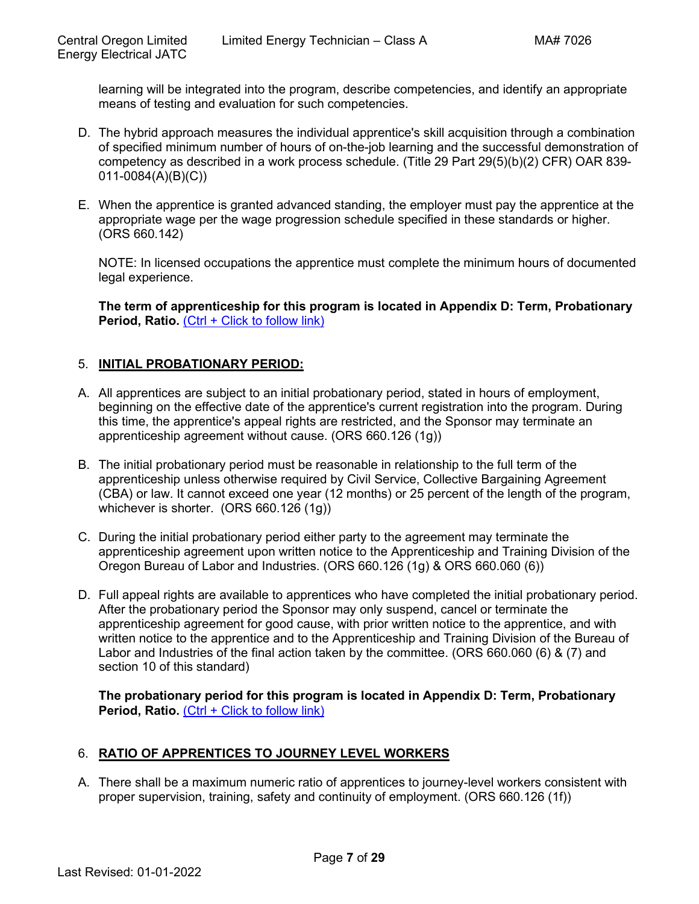learning will be integrated into the program, describe competencies, and identify an appropriate means of testing and evaluation for such competencies.

D. The hybrid approach measures the individual apprentice's skill acquisition through a combination of specified minimum number of hours of on-the-job learning and the successful demonstration of competency as described in a work process schedule. (Title 29 Part 29(5)(b)(2) CFR) OAR 839-011-0084(A)(B)(C))

E. When the apprentice is granted advanced standing, the employer must pay the apprentice at the appropriate wage per the wage progression schedule specified in these standards or higher. (ORS 660.142)

NOTE: In licensed occupations the apprentice must complete the minimum hours of documented legal experience.

**The term of apprenticeship for this program is located in Appendix D: Term, Probationary Period, Ratio.** (Ctrl + Click to follow link)

## 5. INITIAL PROBATIONARY PERIOD:

A. All apprentices are subject to an initial probationary period, stated in hours of employment, beginning on the effective date of the apprentice's current registration into the program. During this time, the apprentice's appeal rights are restricted, and the Sponsor may terminate an apprenticeship agreement without cause. (ORS 660.126 (1g))

B. The initial probationary period must be reasonable in relationship to the full term of the apprenticeship unless otherwise required by Civil Service, Collective Bargaining Agreement (CBA) or law. It cannot exceed one year (12 months) or 25 percent of the length of the program, whichever is shorter. (ORS 660.126 (1g))

C. During the initial probationary period either party to the agreement may terminate the apprenticeship agreement upon written notice to the Apprenticeship and Training Division of the Oregon Bureau of Labor and Industries. (ORS 660.126 (1g) & ORS 660.060 (6))

D. Full appeal rights are available to apprentices who have completed the initial probationary period. After the probationary period the Sponsor may only suspend, cancel or terminate the apprenticeship agreement for good cause, with prior written notice to the apprentice, and with written notice to the apprentice and to the Apprenticeship and Training Division of the Bureau of Labor and Industries of the final action taken by the committee. (ORS 660.060 (6) & (7) and section 10 of this standard)

**The probationary period for this program is located in Appendix D: Term, Probationary Period, Ratio.** (Ctrl + Click to follow link)

## 6. RATIO OF APPRENTICES TO JOURNEY LEVEL WORKERS

A. There shall be a maximum numeric ratio of apprentices to journey-level workers consistent with proper supervision, training, safety and continuity of employment. (ORS 660.126 (1f))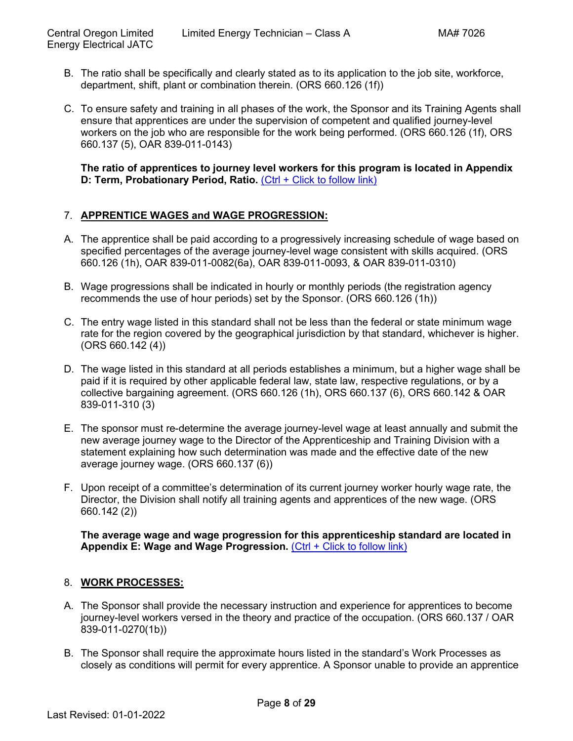B. The ratio shall be specifically and clearly stated as to its application to the job site, workforce, department, shift, plant or combination therein. (ORS 660.126 (1f))

C. To ensure safety and training in all phases of the work, the Sponsor and its Training Agents shall ensure that apprentices are under the supervision of competent and qualified journey-level workers on the job who are responsible for the work being performed. (ORS 660.126 (1f), ORS 660.137 (5), OAR 839-011-0143)

**The ratio of apprentices to journey level workers for this program is located in Appendix D: Term, Probationary Period, Ratio.** (Ctrl + Click to follow link)

## 7. APPRENTICE WAGES and WAGE PROGRESSION:

A. The apprentice shall be paid according to a progressively increasing schedule of wage based on specified percentages of the average journey-level wage consistent with skills acquired. (ORS 660.126 (1h), OAR 839-011-0082(6a), OAR 839-011-0093, & OAR 839-011-0310)

B. Wage progressions shall be indicated in hourly or monthly periods (the registration agency recommends the use of hour periods) set by the Sponsor. (ORS 660.126 (1h))

C. The entry wage listed in this standard shall not be less than the federal or state minimum wage rate for the region covered by the geographical jurisdiction by that standard, whichever is higher. (ORS 660.142 (4))

D. The wage listed in this standard at all periods establishes a minimum, but a higher wage shall be paid if it is required by other applicable federal law, state law, respective regulations, or by a collective bargaining agreement. (ORS 660.126 (1h), ORS 660.137 (6), ORS 660.142 & OAR 839-011-310 (3)

E. The sponsor must re-determine the average journey-level wage at least annually and submit the new average journey wage to the Director of the Apprenticeship and Training Division with a statement explaining how such determination was made and the effective date of the new average journey wage. (ORS 660.137 (6))

F. Upon receipt of a committee's determination of its current journey worker hourly wage rate, the Director, the Division shall notify all training agents and apprentices of the new wage. (ORS 660.142 (2))

**The average wage and wage progression for this apprenticeship standard are located in Appendix E: Wage and Wage Progression.** (Ctrl + Click to follow link)

## 8. WORK PROCESSES:

A. The Sponsor shall provide the necessary instruction and experience for apprentices to become journey-level workers versed in the theory and practice of the occupation. (ORS 660.137 / OAR 839-011-0270(1b))

B. The Sponsor shall require the approximate hours listed in the standard's Work Processes as closely as conditions will permit for every apprentice. A Sponsor unable to provide an apprentice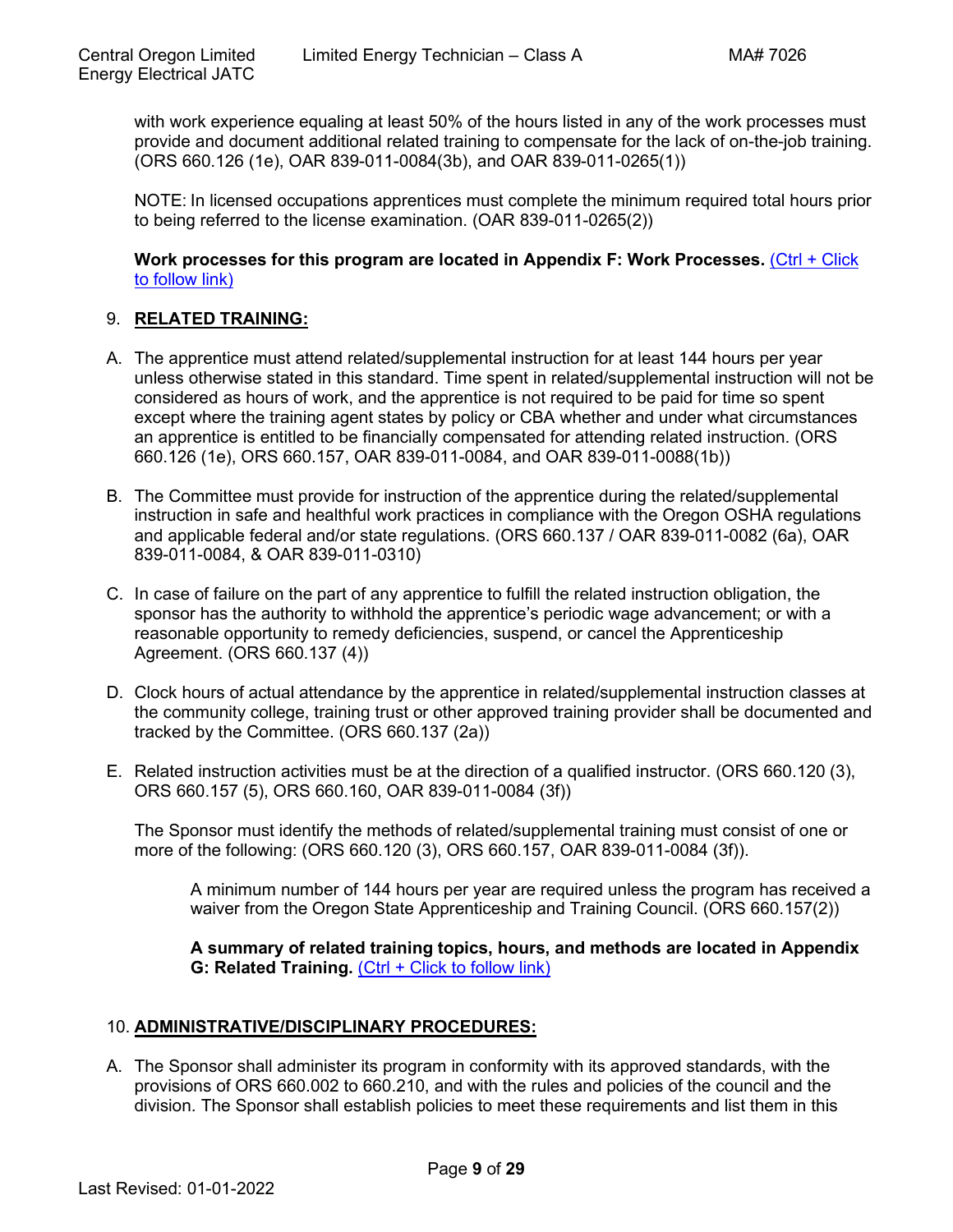with work experience equaling at least 50% of the hours listed in any of the work processes must provide and document additional related training to compensate for the lack of on-the-job training. (ORS 660.126 (1e), OAR 839-011-0084(3b), and OAR 839-011-0265(1))

NOTE: In licensed occupations apprentices must complete the minimum required total hours prior to being referred to the license examination. (OAR 839-011-0265(2))

**Work processes for this program are located in Appendix F: Work Processes.** (Ctrl + Click to follow link)

## 9. RELATED TRAINING:

A. The apprentice must attend related/supplemental instruction for at least 144 hours per year unless otherwise stated in this standard. Time spent in related/supplemental instruction will not be considered as hours of work, and the apprentice is not required to be paid for time so spent except where the training agent states by policy or CBA whether and under what circumstances an apprentice is entitled to be financially compensated for attending related instruction. (ORS 660.126 (1e), ORS 660.157, OAR 839-011-0084, and OAR 839-011-0088(1b))

B. The Committee must provide for instruction of the apprentice during the related/supplemental instruction in safe and healthful work practices in compliance with the Oregon OSHA regulations and applicable federal and/or state regulations. (ORS 660.137 / OAR 839-011-0082 (6a), OAR 839-011-0084, & OAR 839-011-0310)

C. In case of failure on the part of any apprentice to fulfill the related instruction obligation, the sponsor has the authority to withhold the apprentice's periodic wage advancement; or with a reasonable opportunity to remedy deficiencies, suspend, or cancel the Apprenticeship Agreement. (ORS 660.137 (4))

D. Clock hours of actual attendance by the apprentice in related/supplemental instruction classes at the community college, training trust or other approved training provider shall be documented and tracked by the Committee. (ORS 660.137 (2a))

E. Related instruction activities must be at the direction of a qualified instructor. (ORS 660.120 (3), ORS 660.157 (5), ORS 660.160, OAR 839-011-0084 (3f))

The Sponsor must identify the methods of related/supplemental training must consist of one or more of the following: (ORS 660.120 (3), ORS 660.157, OAR 839-011-0084 (3f)).

A minimum number of 144 hours per year are required unless the program has received a waiver from the Oregon State Apprenticeship and Training Council. (ORS 660.157(2))

**A summary of related training topics, hours, and methods are located in Appendix G: Related Training.** (Ctrl + Click to follow link)

## 10. ADMINISTRATIVE/DISCIPLINARY PROCEDURES:

A. The Sponsor shall administer its program in conformity with its approved standards, with the provisions of ORS 660.002 to 660.210, and with the rules and policies of the council and the division. The Sponsor shall establish policies to meet these requirements and list them in this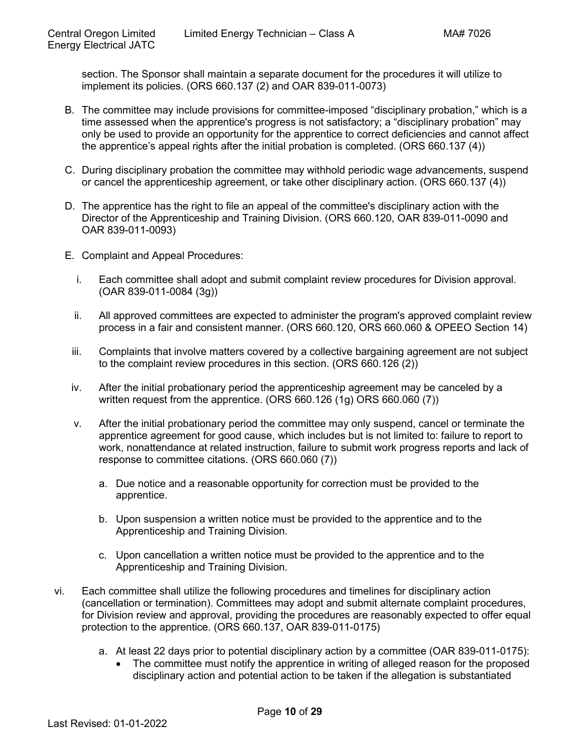section. The Sponsor shall maintain a separate document for the procedures it will utilize to implement its policies. (ORS 660.137 (2) and OAR 839-011-0073)

B. The committee may include provisions for committee-imposed “disciplinary probation,” which is a time assessed when the apprentice's progress is not satisfactory; a “disciplinary probation” may only be used to provide an opportunity for the apprentice to correct deficiencies and cannot affect the apprentice’s appeal rights after the initial probation is completed. (ORS 660.137 (4))

C. During disciplinary probation the committee may withhold periodic wage advancements, suspend or cancel the apprenticeship agreement, or take other disciplinary action. (ORS 660.137 (4))

D. The apprentice has the right to file an appeal of the committee's disciplinary action with the Director of the Apprenticeship and Training Division. (ORS 660.120, OAR 839-011-0090 and OAR 839-011-0093)

E. Complaint and Appeal Procedures:

   i. Each committee shall adopt and submit complaint review procedures for Division approval. (OAR 839-011-0084 (3g))

   ii. All approved committees are expected to administer the program's approved complaint review process in a fair and consistent manner. (ORS 660.120, ORS 660.060 & OPEEO Section 14)

   iii. Complaints that involve matters covered by a collective bargaining agreement are not subject to the complaint review procedures in this section. (ORS 660.126 (2))

   iv. After the initial probationary period the apprenticeship agreement may be canceled by a written request from the apprentice. (ORS 660.126 (1g) ORS 660.060 (7))

   v. After the initial probationary period the committee may only suspend, cancel or terminate the apprentice agreement for good cause, which includes but is not limited to: failure to report to work, nonattendance at related instruction, failure to submit work progress reports and lack of response to committee citations. (ORS 660.060 (7))

      a. Due notice and a reasonable opportunity for correction must be provided to the apprentice.

      b. Upon suspension a written notice must be provided to the apprentice and to the Apprenticeship and Training Division.

      c. Upon cancellation a written notice must be provided to the apprentice and to the Apprenticeship and Training Division.

vi. Each committee shall utilize the following procedures and timelines for disciplinary action (cancellation or termination). Committees may adopt and submit alternate complaint procedures, for Division review and approval, providing the procedures are reasonably expected to offer equal protection to the apprentice. (ORS 660.137, OAR 839-011-0175)

   a. At least 22 days prior to potential disciplinary action by a committee (OAR 839-011-0175):
      - The committee must notify the apprentice in writing of alleged reason for the proposed disciplinary action and potential action to be taken if the allegation is substantiated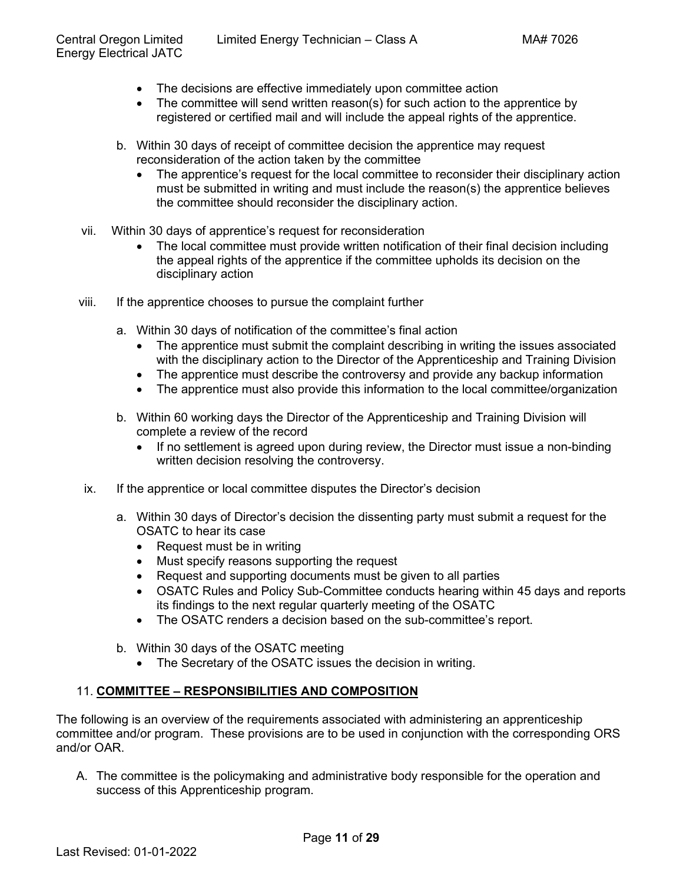- The decisions are effective immediately upon committee action
- The committee will send written reason(s) for such action to the apprentice by registered or certified mail and will include the appeal rights of the apprentice.

b. Within 30 days of receipt of committee decision the apprentice may request reconsideration of the action taken by the committee
   - The apprentice's request for the local committee to reconsider their disciplinary action must be submitted in writing and must include the reason(s) the apprentice believes the committee should reconsider the disciplinary action.

vii. Within 30 days of apprentice's request for reconsideration
   - The local committee must provide written notification of their final decision including the appeal rights of the apprentice if the committee upholds its decision on the disciplinary action

viii. If the apprentice chooses to pursue the complaint further

a. Within 30 days of notification of the committee's final action
   - The apprentice must submit the complaint describing in writing the issues associated with the disciplinary action to the Director of the Apprenticeship and Training Division
   - The apprentice must describe the controversy and provide any backup information
   - The apprentice must also provide this information to the local committee/organization

b. Within 60 working days the Director of the Apprenticeship and Training Division will complete a review of the record
   - If no settlement is agreed upon during review, the Director must issue a non-binding written decision resolving the controversy.

ix. If the apprentice or local committee disputes the Director's decision

a. Within 30 days of Director's decision the dissenting party must submit a request for the OSATC to hear its case
   - Request must be in writing
   - Must specify reasons supporting the request
   - Request and supporting documents must be given to all parties
   - OSATC Rules and Policy Sub-Committee conducts hearing within 45 days and reports its findings to the next regular quarterly meeting of the OSATC
   - The OSATC renders a decision based on the sub-committee's report.

b. Within 30 days of the OSATC meeting
   - The Secretary of the OSATC issues the decision in writing.

## 11. COMMITTEE – RESPONSIBILITIES AND COMPOSITION

The following is an overview of the requirements associated with administering an apprenticeship committee and/or program. These provisions are to be used in conjunction with the corresponding ORS and/or OAR.

A. The committee is the policymaking and administrative body responsible for the operation and success of this Apprenticeship program.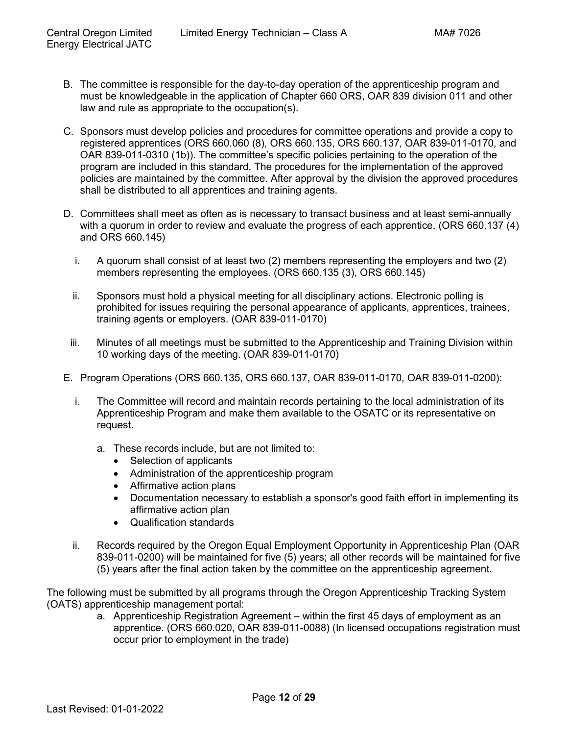B. The committee is responsible for the day-to-day operation of the apprenticeship program and must be knowledgeable in the application of Chapter 660 ORS, OAR 839 division 011 and other law and rule as appropriate to the occupation(s).

C. Sponsors must develop policies and procedures for committee operations and provide a copy to registered apprentices (ORS 660.060 (8), ORS 660.135, ORS 660.137, OAR 839-011-0170, and OAR 839-011-0310 (1b)). The committee's specific policies pertaining to the operation of the program are included in this standard. The procedures for the implementation of the approved policies are maintained by the committee. After approval by the division the approved procedures shall be distributed to all apprentices and training agents.

D. Committees shall meet as often as is necessary to transact business and at least semi-annually with a quorum in order to review and evaluate the progress of each apprentice. (ORS 660.137 (4) and ORS 660.145)

   i. A quorum shall consist of at least two (2) members representing the employers and two (2) members representing the employees. (ORS 660.135 (3), ORS 660.145)

   ii. Sponsors must hold a physical meeting for all disciplinary actions. Electronic polling is prohibited for issues requiring the personal appearance of applicants, apprentices, trainees, training agents or employers. (OAR 839-011-0170)

   iii. Minutes of all meetings must be submitted to the Apprenticeship and Training Division within 10 working days of the meeting. (OAR 839-011-0170)

E. Program Operations (ORS 660.135, ORS 660.137, OAR 839-011-0170, OAR 839-011-0200):

   i. The Committee will record and maintain records pertaining to the local administration of its Apprenticeship Program and make them available to the OSATC or its representative on request.

      a. These records include, but are not limited to:
         - Selection of applicants
         - Administration of the apprenticeship program
         - Affirmative action plans
         - Documentation necessary to establish a sponsor's good faith effort in implementing its affirmative action plan
         - Qualification standards

   ii. Records required by the Oregon Equal Employment Opportunity in Apprenticeship Plan (OAR 839-011-0200) will be maintained for five (5) years; all other records will be maintained for five (5) years after the final action taken by the committee on the apprenticeship agreement.

The following must be submitted by all programs through the Oregon Apprenticeship Tracking System (OATS) apprenticeship management portal:

a. Apprenticeship Registration Agreement – within the first 45 days of employment as an apprentice. (ORS 660.020, OAR 839-011-0088) (In licensed occupations registration must occur prior to employment in the trade)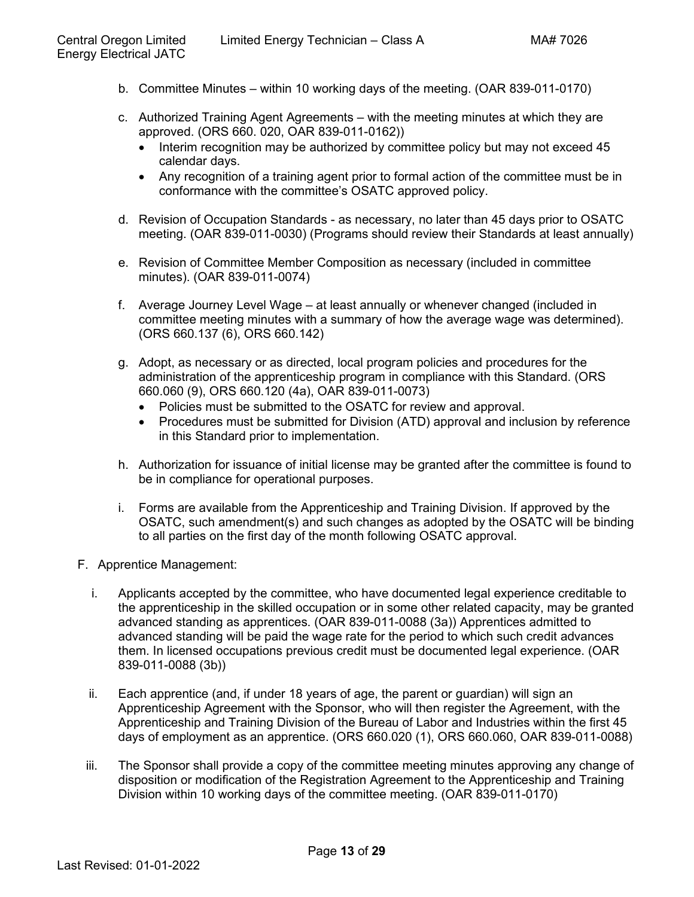b. Committee Minutes – within 10 working days of the meeting. (OAR 839-011-0170)

c. Authorized Training Agent Agreements – with the meeting minutes at which they are approved. (ORS 660. 020, OAR 839-011-0162))
   - Interim recognition may be authorized by committee policy but may not exceed 45 calendar days.
   - Any recognition of a training agent prior to formal action of the committee must be in conformance with the committee's OSATC approved policy.

d. Revision of Occupation Standards - as necessary, no later than 45 days prior to OSATC meeting. (OAR 839-011-0030) (Programs should review their Standards at least annually)

e. Revision of Committee Member Composition as necessary (included in committee minutes). (OAR 839-011-0074)

f. Average Journey Level Wage – at least annually or whenever changed (included in committee meeting minutes with a summary of how the average wage was determined). (ORS 660.137 (6), ORS 660.142)

g. Adopt, as necessary or as directed, local program policies and procedures for the administration of the apprenticeship program in compliance with this Standard. (ORS 660.060 (9), ORS 660.120 (4a), OAR 839-011-0073)
   - Policies must be submitted to the OSATC for review and approval.
   - Procedures must be submitted for Division (ATD) approval and inclusion by reference in this Standard prior to implementation.

h. Authorization for issuance of initial license may be granted after the committee is found to be in compliance for operational purposes.

i. Forms are available from the Apprenticeship and Training Division. If approved by the OSATC, such amendment(s) and such changes as adopted by the OSATC will be binding to all parties on the first day of the month following OSATC approval.

F. Apprentice Management:

i. Applicants accepted by the committee, who have documented legal experience creditable to the apprenticeship in the skilled occupation or in some other related capacity, may be granted advanced standing as apprentices. (OAR 839-011-0088 (3a)) Apprentices admitted to advanced standing will be paid the wage rate for the period to which such credit advances them. In licensed occupations previous credit must be documented legal experience. (OAR 839-011-0088 (3b))

ii. Each apprentice (and, if under 18 years of age, the parent or guardian) will sign an Apprenticeship Agreement with the Sponsor, who will then register the Agreement, with the Apprenticeship and Training Division of the Bureau of Labor and Industries within the first 45 days of employment as an apprentice. (ORS 660.020 (1), ORS 660.060, OAR 839-011-0088)

iii. The Sponsor shall provide a copy of the committee meeting minutes approving any change of disposition or modification of the Registration Agreement to the Apprenticeship and Training Division within 10 working days of the committee meeting. (OAR 839-011-0170)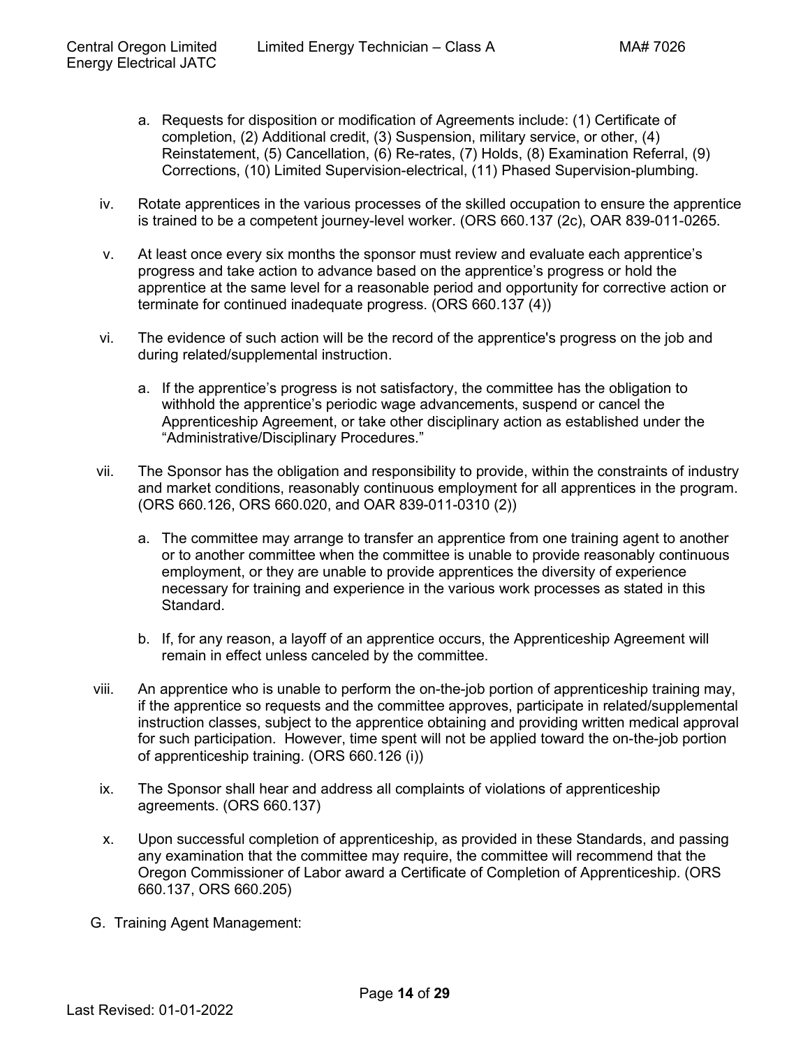a. Requests for disposition or modification of Agreements include: (1) Certificate of completion, (2) Additional credit, (3) Suspension, military service, or other, (4) Reinstatement, (5) Cancellation, (6) Re-rates, (7) Holds, (8) Examination Referral, (9) Corrections, (10) Limited Supervision-electrical, (11) Phased Supervision-plumbing.

iv. Rotate apprentices in the various processes of the skilled occupation to ensure the apprentice is trained to be a competent journey-level worker. (ORS 660.137 (2c), OAR 839-011-0265.

v. At least once every six months the sponsor must review and evaluate each apprentice's progress and take action to advance based on the apprentice's progress or hold the apprentice at the same level for a reasonable period and opportunity for corrective action or terminate for continued inadequate progress. (ORS 660.137 (4))

vi. The evidence of such action will be the record of the apprentice's progress on the job and during related/supplemental instruction.

   a. If the apprentice's progress is not satisfactory, the committee has the obligation to withhold the apprentice's periodic wage advancements, suspend or cancel the Apprenticeship Agreement, or take other disciplinary action as established under the "Administrative/Disciplinary Procedures."

vii. The Sponsor has the obligation and responsibility to provide, within the constraints of industry and market conditions, reasonably continuous employment for all apprentices in the program. (ORS 660.126, ORS 660.020, and OAR 839-011-0310 (2))

   a. The committee may arrange to transfer an apprentice from one training agent to another or to another committee when the committee is unable to provide reasonably continuous employment, or they are unable to provide apprentices the diversity of experience necessary for training and experience in the various work processes as stated in this Standard.

   b. If, for any reason, a layoff of an apprentice occurs, the Apprenticeship Agreement will remain in effect unless canceled by the committee.

viii. An apprentice who is unable to perform the on-the-job portion of apprenticeship training may, if the apprentice so requests and the committee approves, participate in related/supplemental instruction classes, subject to the apprentice obtaining and providing written medical approval for such participation. However, time spent will not be applied toward the on-the-job portion of apprenticeship training. (ORS 660.126 (i))

ix. The Sponsor shall hear and address all complaints of violations of apprenticeship agreements. (ORS 660.137)

x. Upon successful completion of apprenticeship, as provided in these Standards, and passing any examination that the committee may require, the committee will recommend that the Oregon Commissioner of Labor award a Certificate of Completion of Apprenticeship. (ORS 660.137, ORS 660.205)

G. Training Agent Management: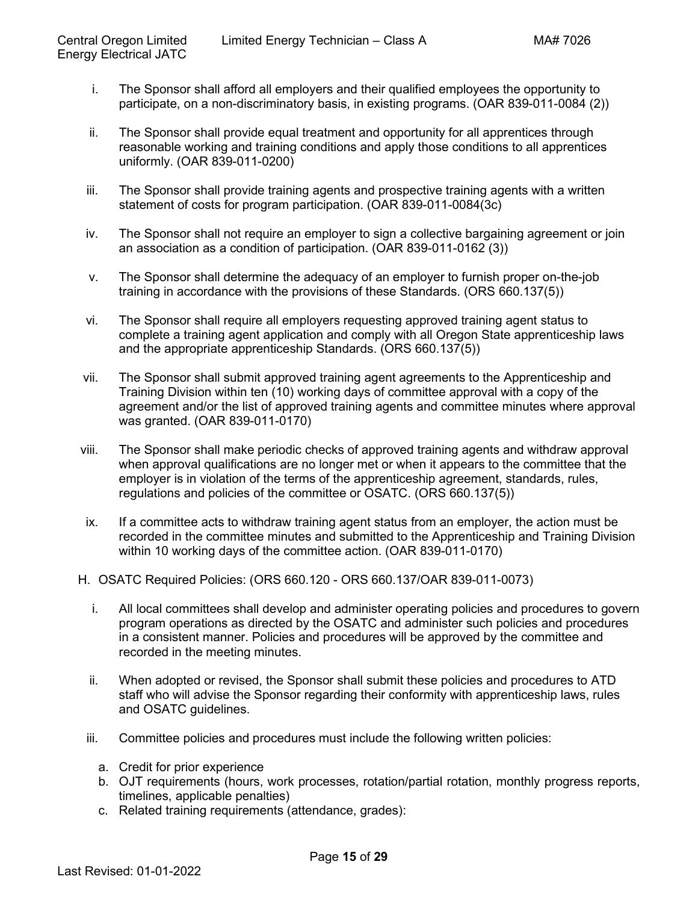i. The Sponsor shall afford all employers and their qualified employees the opportunity to participate, on a non-discriminatory basis, in existing programs. (OAR 839-011-0084 (2))

ii. The Sponsor shall provide equal treatment and opportunity for all apprentices through reasonable working and training conditions and apply those conditions to all apprentices uniformly. (OAR 839-011-0200)

iii. The Sponsor shall provide training agents and prospective training agents with a written statement of costs for program participation. (OAR 839-011-0084(3c)

iv. The Sponsor shall not require an employer to sign a collective bargaining agreement or join an association as a condition of participation. (OAR 839-011-0162 (3))

v. The Sponsor shall determine the adequacy of an employer to furnish proper on-the-job training in accordance with the provisions of these Standards. (ORS 660.137(5))

vi. The Sponsor shall require all employers requesting approved training agent status to complete a training agent application and comply with all Oregon State apprenticeship laws and the appropriate apprenticeship Standards. (ORS 660.137(5))

vii. The Sponsor shall submit approved training agent agreements to the Apprenticeship and Training Division within ten (10) working days of committee approval with a copy of the agreement and/or the list of approved training agents and committee minutes where approval was granted. (OAR 839-011-0170)

viii. The Sponsor shall make periodic checks of approved training agents and withdraw approval when approval qualifications are no longer met or when it appears to the committee that the employer is in violation of the terms of the apprenticeship agreement, standards, rules, regulations and policies of the committee or OSATC. (ORS 660.137(5))

ix. If a committee acts to withdraw training agent status from an employer, the action must be recorded in the committee minutes and submitted to the Apprenticeship and Training Division within 10 working days of the committee action. (OAR 839-011-0170)

H. OSATC Required Policies: (ORS 660.120 - ORS 660.137/OAR 839-011-0073)

i. All local committees shall develop and administer operating policies and procedures to govern program operations as directed by the OSATC and administer such policies and procedures in a consistent manner. Policies and procedures will be approved by the committee and recorded in the meeting minutes.

ii. When adopted or revised, the Sponsor shall submit these policies and procedures to ATD staff who will advise the Sponsor regarding their conformity with apprenticeship laws, rules and OSATC guidelines.

iii. Committee policies and procedures must include the following written policies:

a. Credit for prior experience
b. OJT requirements (hours, work processes, rotation/partial rotation, monthly progress reports, timelines, applicable penalties)
c. Related training requirements (attendance, grades):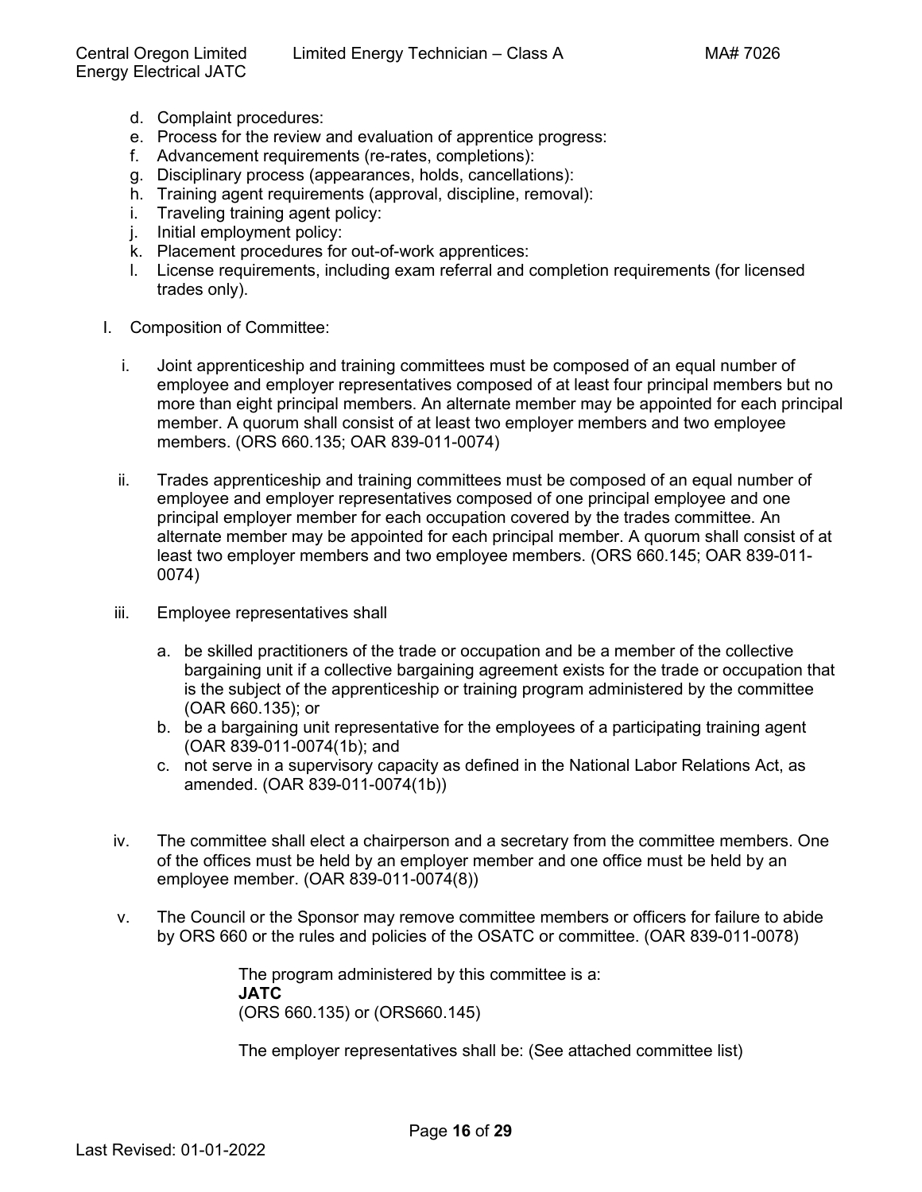d. Complaint procedures:
e. Process for the review and evaluation of apprentice progress:
f. Advancement requirements (re-rates, completions):
g. Disciplinary process (appearances, holds, cancellations):
h. Training agent requirements (approval, discipline, removal):
i. Traveling training agent policy:
j. Initial employment policy:
k. Placement procedures for out-of-work apprentices:
l. License requirements, including exam referral and completion requirements (for licensed trades only).

I. Composition of Committee:

i. Joint apprenticeship and training committees must be composed of an equal number of employee and employer representatives composed of at least four principal members but no more than eight principal members. An alternate member may be appointed for each principal member. A quorum shall consist of at least two employer members and two employee members. (ORS 660.135; OAR 839-011-0074)

ii. Trades apprenticeship and training committees must be composed of an equal number of employee and employer representatives composed of one principal employee and one principal employer member for each occupation covered by the trades committee. An alternate member may be appointed for each principal member. A quorum shall consist of at least two employer members and two employee members. (ORS 660.145; OAR 839-011-0074)

iii. Employee representatives shall

a. be skilled practitioners of the trade or occupation and be a member of the collective bargaining unit if a collective bargaining agreement exists for the trade or occupation that is the subject of the apprenticeship or training program administered by the committee (OAR 660.135); or
b. be a bargaining unit representative for the employees of a participating training agent (OAR 839-011-0074(1b); and
c. not serve in a supervisory capacity as defined in the National Labor Relations Act, as amended. (OAR 839-011-0074(1b))

iv. The committee shall elect a chairperson and a secretary from the committee members. One of the offices must be held by an employer member and one office must be held by an employee member. (OAR 839-011-0074(8))

v. The Council or the Sponsor may remove committee members or officers for failure to abide by ORS 660 or the rules and policies of the OSATC or committee. (OAR 839-011-0078)

The program administered by this committee is a:
**JATC**
(ORS 660.135) or (ORS660.145)

The employer representatives shall be: (See attached committee list)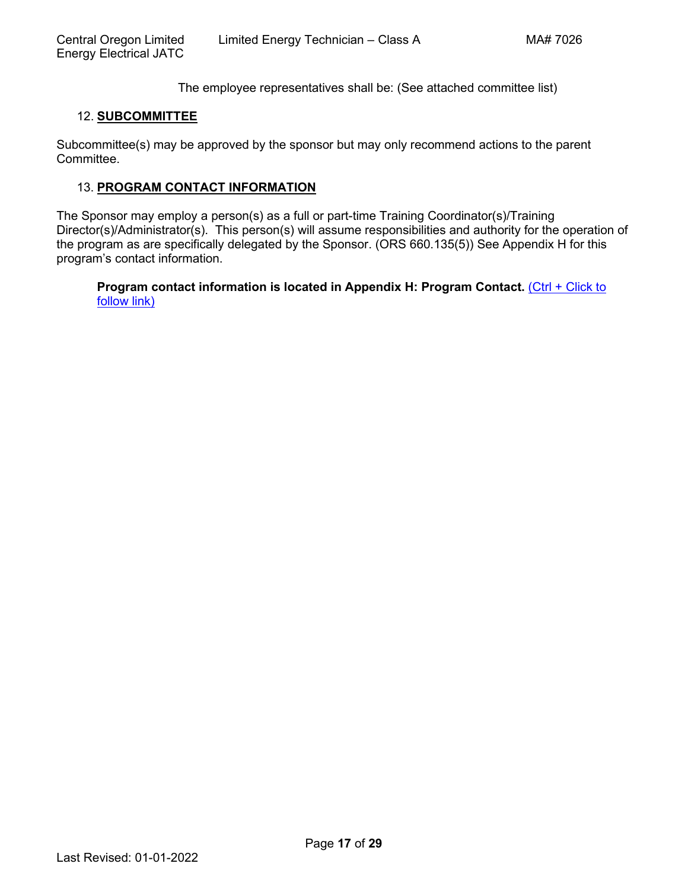The employee representatives shall be: (See attached committee list)

12. **SUBCOMMITTEE**

Subcommittee(s) may be approved by the sponsor but may only recommend actions to the parent Committee.

13. **PROGRAM CONTACT INFORMATION**

The Sponsor may employ a person(s) as a full or part-time Training Coordinator(s)/Training Director(s)/Administrator(s). This person(s) will assume responsibilities and authority for the operation of the program as are specifically delegated by the Sponsor. (ORS 660.135(5)) See Appendix H for this program's contact information.

**Program contact information is located in Appendix H: Program Contact.** (Ctrl + Click to follow link)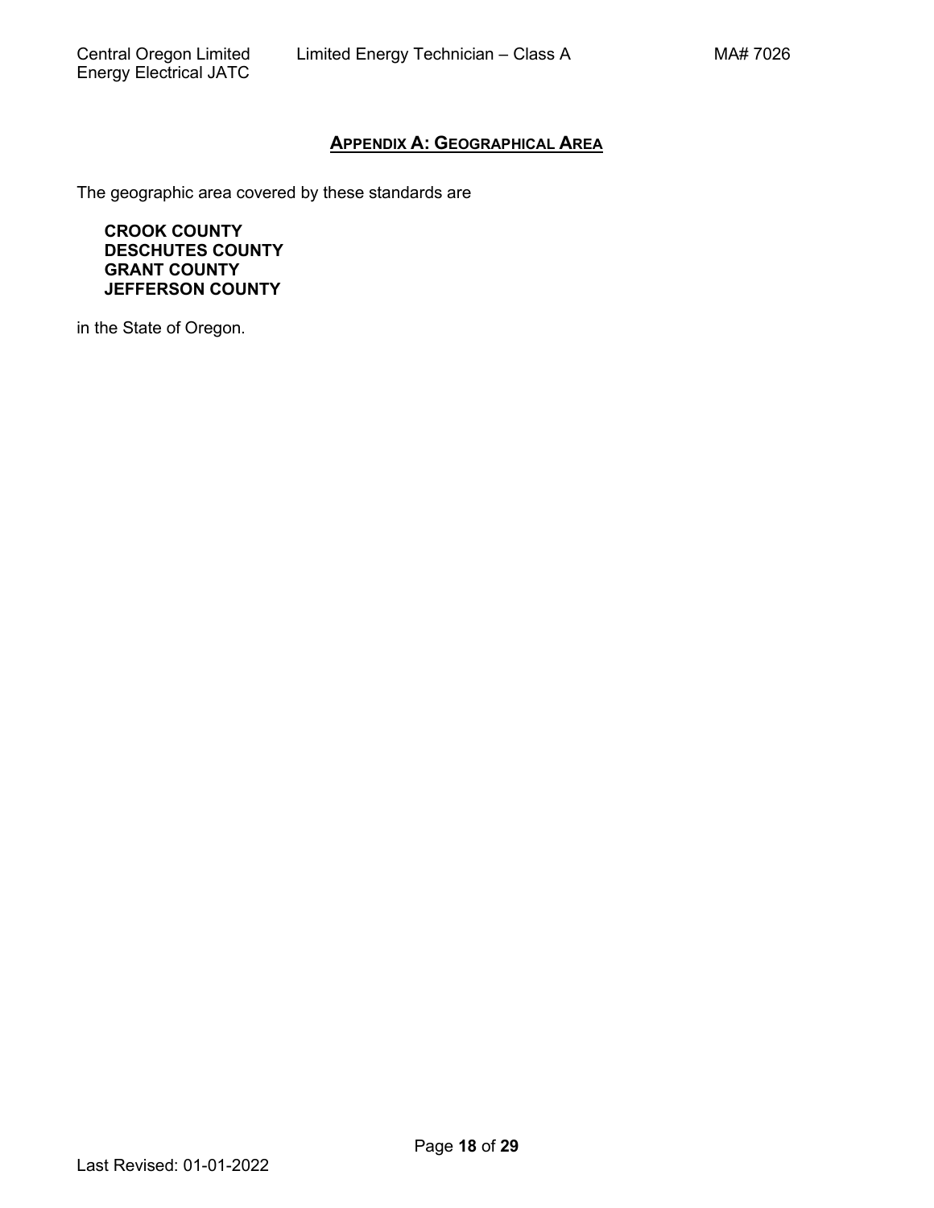## APPENDIX A: GEOGRAPHICAL AREA

The geographic area covered by these standards are

**CROOK COUNTY**
**DESCHUTES COUNTY**
**GRANT COUNTY**
**JEFFERSON COUNTY**

in the State of Oregon.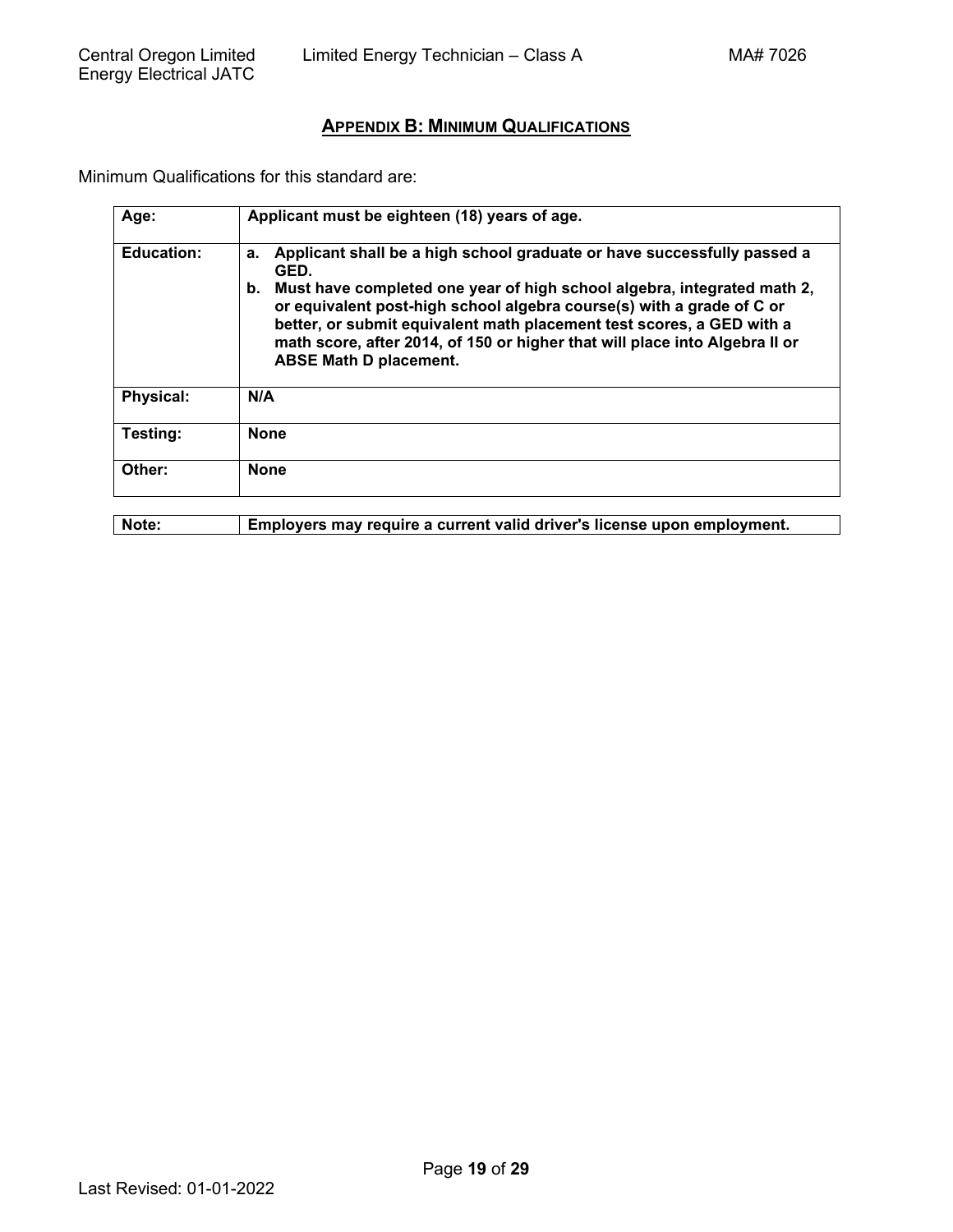## APPENDIX B: MINIMUM QUALIFICATIONS

Minimum Qualifications for this standard are:

| | |
|---|---|
| **Age:** | **Applicant must be eighteen (18) years of age.** |
| **Education:** | **a. Applicant shall be a high school graduate or have successfully passed a GED.**<br>**b. Must have completed one year of high school algebra, integrated math 2, or equivalent post-high school algebra course(s) with a grade of C or better, or submit equivalent math placement test scores, a GED with a math score, after 2014, of 150 or higher that will place into Algebra II or ABSE Math D placement.** |
| **Physical:** | **N/A** |
| **Testing:** | **None** |
| **Other:** | **None** |

| | |
|---|---|
| **Note:** | **Employers may require a current valid driver's license upon employment.** |

Last Revised: 01-01-2022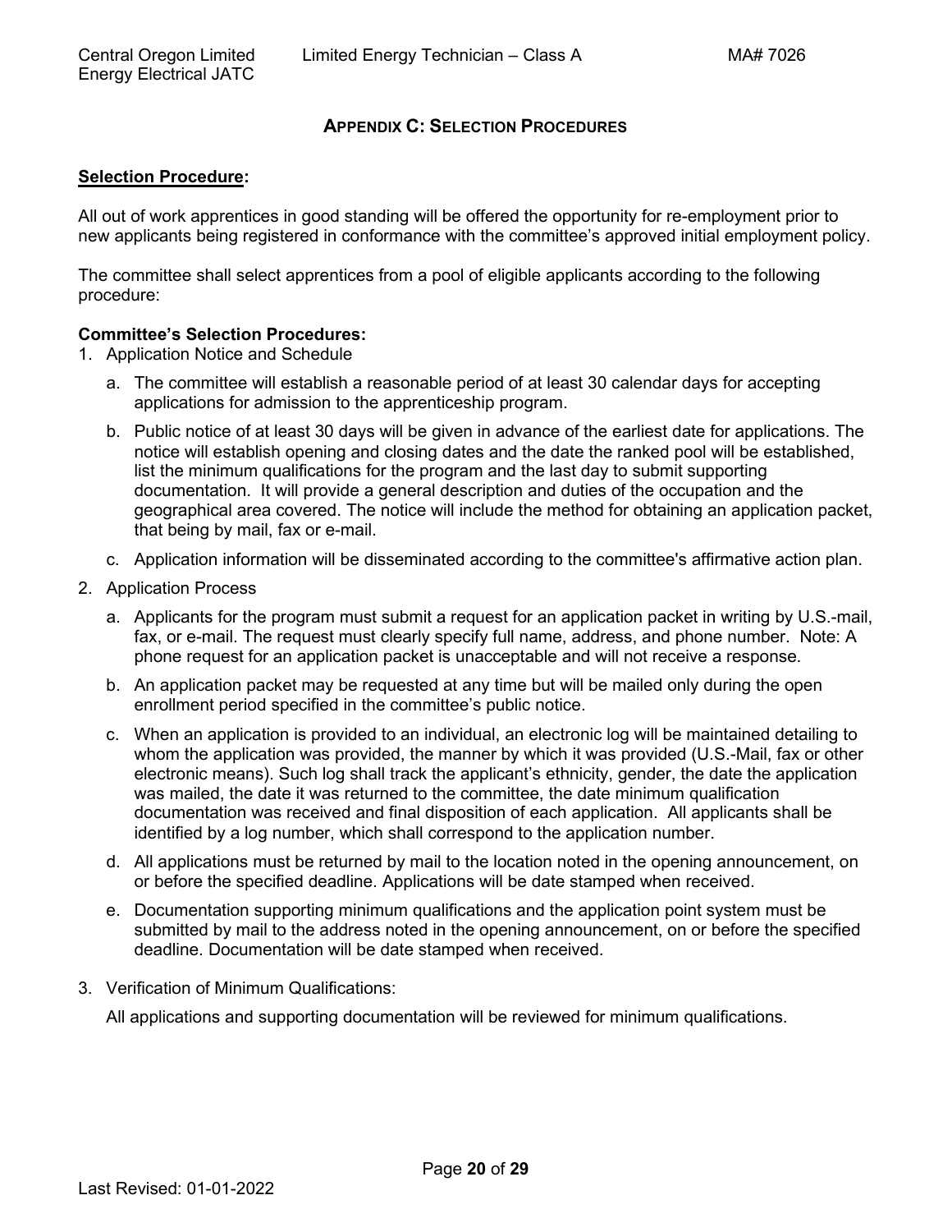## APPENDIX C: SELECTION PROCEDURES

**Selection Procedure:**

All out of work apprentices in good standing will be offered the opportunity for re-employment prior to new applicants being registered in conformance with the committee's approved initial employment policy.

The committee shall select apprentices from a pool of eligible applicants according to the following procedure:

**Committee's Selection Procedures:**

1. Application Notice and Schedule
   a. The committee will establish a reasonable period of at least 30 calendar days for accepting applications for admission to the apprenticeship program.
   b. Public notice of at least 30 days will be given in advance of the earliest date for applications. The notice will establish opening and closing dates and the date the ranked pool will be established, list the minimum qualifications for the program and the last day to submit supporting documentation. It will provide a general description and duties of the occupation and the geographical area covered. The notice will include the method for obtaining an application packet, that being by mail, fax or e-mail.
   c. Application information will be disseminated according to the committee's affirmative action plan.
2. Application Process
   a. Applicants for the program must submit a request for an application packet in writing by U.S.-mail, fax, or e-mail. The request must clearly specify full name, address, and phone number. Note: A phone request for an application packet is unacceptable and will not receive a response.
   b. An application packet may be requested at any time but will be mailed only during the open enrollment period specified in the committee's public notice.
   c. When an application is provided to an individual, an electronic log will be maintained detailing to whom the application was provided, the manner by which it was provided (U.S.-Mail, fax or other electronic means). Such log shall track the applicant's ethnicity, gender, the date the application was mailed, the date it was returned to the committee, the date minimum qualification documentation was received and final disposition of each application. All applicants shall be identified by a log number, which shall correspond to the application number.
   d. All applications must be returned by mail to the location noted in the opening announcement, on or before the specified deadline. Applications will be date stamped when received.
   e. Documentation supporting minimum qualifications and the application point system must be submitted by mail to the address noted in the opening announcement, on or before the specified deadline. Documentation will be date stamped when received.
3. Verification of Minimum Qualifications:

   All applications and supporting documentation will be reviewed for minimum qualifications.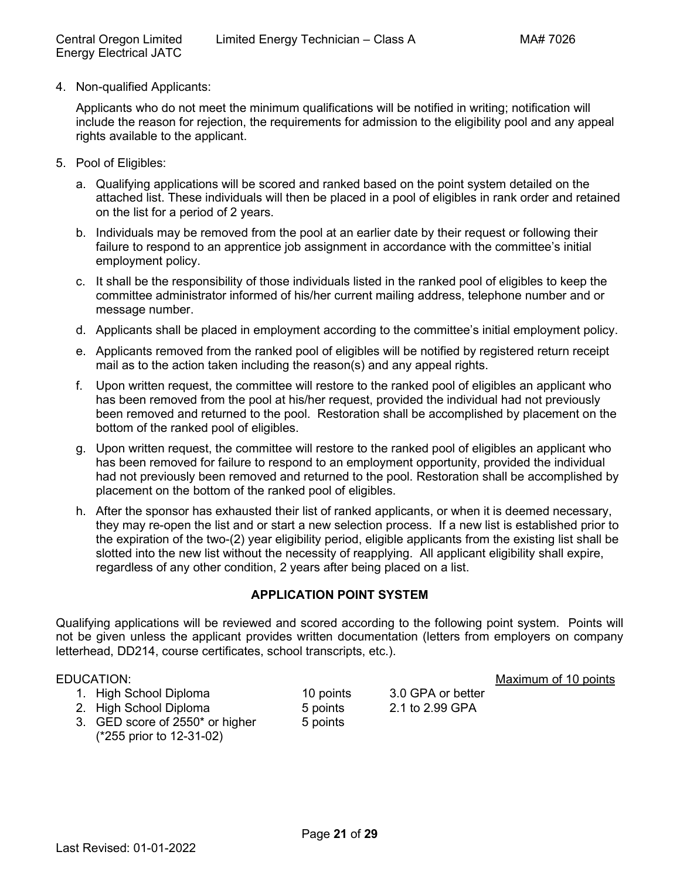4. Non-qualified Applicants:

   Applicants who do not meet the minimum qualifications will be notified in writing; notification will include the reason for rejection, the requirements for admission to the eligibility pool and any appeal rights available to the applicant.

5. Pool of Eligibles:

   a. Qualifying applications will be scored and ranked based on the point system detailed on the attached list. These individuals will then be placed in a pool of eligibles in rank order and retained on the list for a period of 2 years.

   b. Individuals may be removed from the pool at an earlier date by their request or following their failure to respond to an apprentice job assignment in accordance with the committee's initial employment policy.

   c. It shall be the responsibility of those individuals listed in the ranked pool of eligibles to keep the committee administrator informed of his/her current mailing address, telephone number and or message number.

   d. Applicants shall be placed in employment according to the committee's initial employment policy.

   e. Applicants removed from the ranked pool of eligibles will be notified by registered return receipt mail as to the action taken including the reason(s) and any appeal rights.

   f. Upon written request, the committee will restore to the ranked pool of eligibles an applicant who has been removed from the pool at his/her request, provided the individual had not previously been removed and returned to the pool. Restoration shall be accomplished by placement on the bottom of the ranked pool of eligibles.

   g. Upon written request, the committee will restore to the ranked pool of eligibles an applicant who has been removed for failure to respond to an employment opportunity, provided the individual had not previously been removed and returned to the pool. Restoration shall be accomplished by placement on the bottom of the ranked pool of eligibles.

   h. After the sponsor has exhausted their list of ranked applicants, or when it is deemed necessary, they may re-open the list and or start a new selection process. If a new list is established prior to the expiration of the two-(2) year eligibility period, eligible applicants from the existing list shall be slotted into the new list without the necessity of reapplying. All applicant eligibility shall expire, regardless of any other condition, 2 years after being placed on a list.

## APPLICATION POINT SYSTEM

Qualifying applications will be reviewed and scored according to the following point system. Points will not be given unless the applicant provides written documentation (letters from employers on company letterhead, DD214, course certificates, school transcripts, etc.).

EDUCATION: Maximum of 10 points

| | | |
|---|---|---|
| 1. High School Diploma | 10 points | 3.0 GPA or better |
| 2. High School Diploma | 5 points | 2.1 to 2.99 GPA |
| 3. GED score of 2550* or higher (*255 prior to 12-31-02) | 5 points | |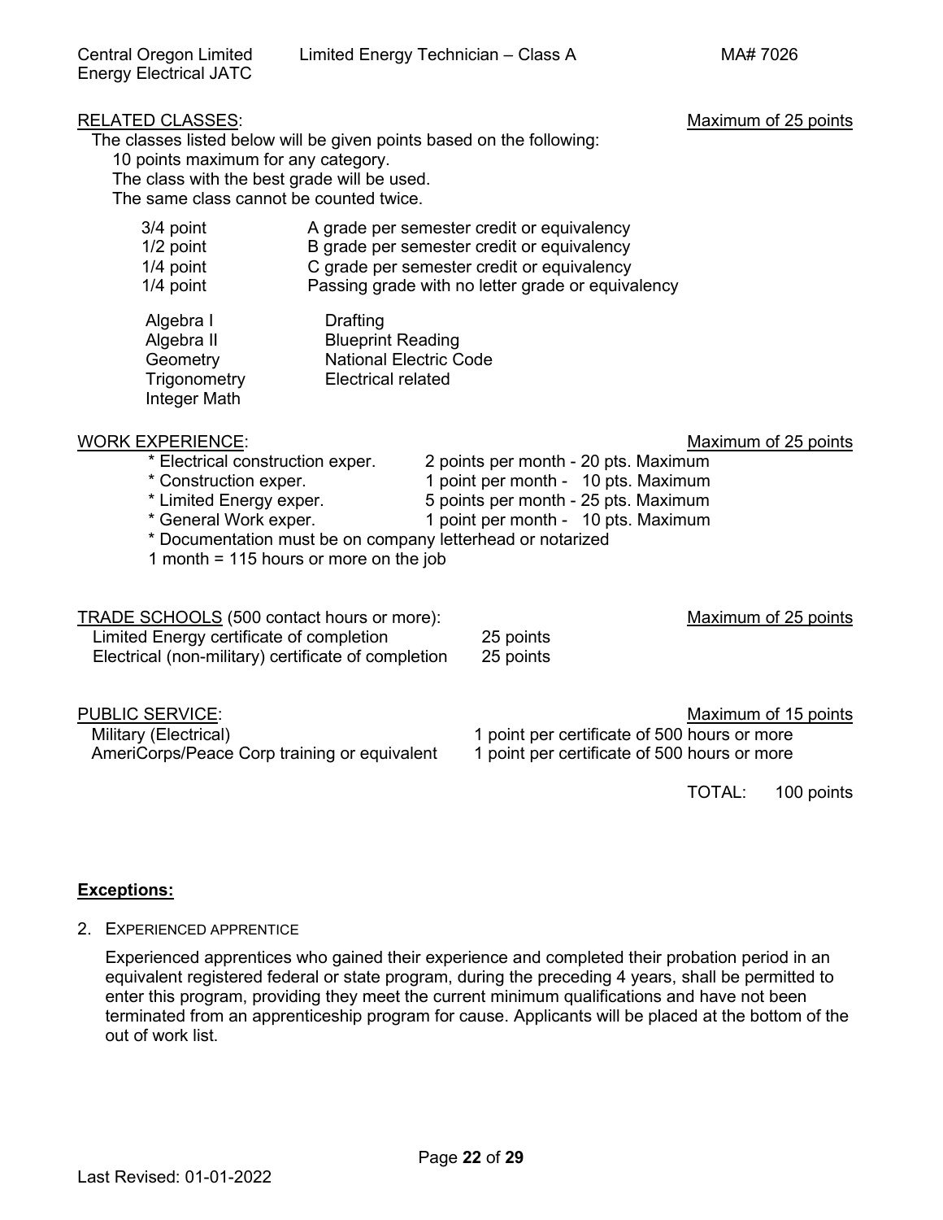RELATED CLASSES: Maximum of 25 points

The classes listed below will be given points based on the following:

10 points maximum for any category.
The class with the best grade will be used.
The same class cannot be counted twice.

| | |
|---|---|
| 3/4 point | A grade per semester credit or equivalency |
| 1/2 point | B grade per semester credit or equivalency |
| 1/4 point | C grade per semester credit or equivalency |
| 1/4 point | Passing grade with no letter grade or equivalency |

| | |
|---|---|
| Algebra I | Drafting |
| Algebra II | Blueprint Reading |
| Geometry | National Electric Code |
| Trigonometry | Electrical related |
| Integer Math | |

WORK EXPERIENCE: Maximum of 25 points

| | |
|---|---|
| * Electrical construction exper. | 2 points per month - 20 pts. Maximum |
| * Construction exper. | 1 point per month - 10 pts. Maximum |
| * Limited Energy exper. | 5 points per month - 25 pts. Maximum |
| * General Work exper. | 1 point per month - 10 pts. Maximum |

* Documentation must be on company letterhead or notarized

1 month = 115 hours or more on the job

TRADE SCHOOLS (500 contact hours or more): Maximum of 25 points

| | |
|---|---|
| Limited Energy certificate of completion | 25 points |
| Electrical (non-military) certificate of completion | 25 points |

PUBLIC SERVICE: Maximum of 15 points

| | |
|---|---|
| Military (Electrical) | 1 point per certificate of 500 hours or more |
| AmeriCorps/Peace Corp training or equivalent | 1 point per certificate of 500 hours or more |

TOTAL: 100 points

**Exceptions:**

2. EXPERIENCED APPRENTICE

   Experienced apprentices who gained their experience and completed their probation period in an equivalent registered federal or state program, during the preceding 4 years, shall be permitted to enter this program, providing they meet the current minimum qualifications and have not been terminated from an apprenticeship program for cause. Applicants will be placed at the bottom of the out of work list.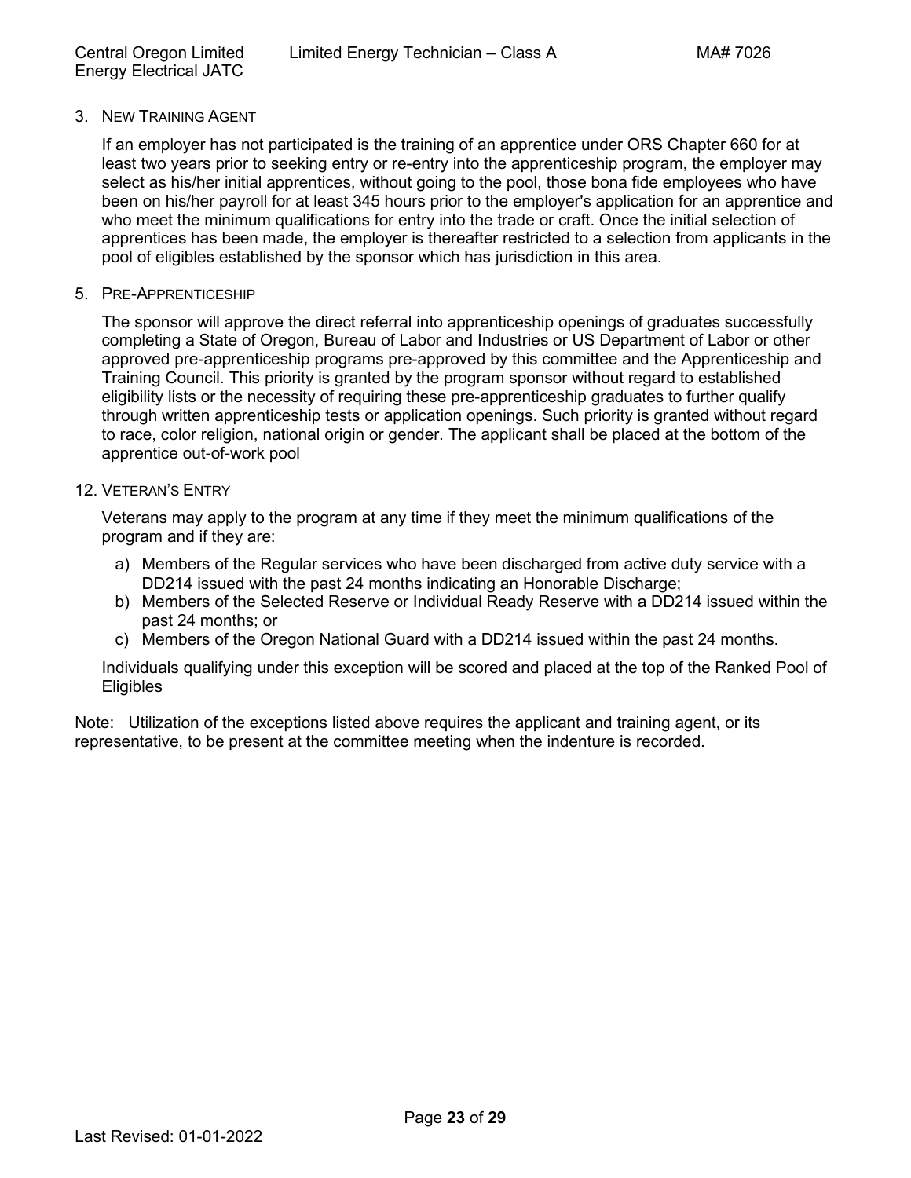3. NEW TRAINING AGENT

   If an employer has not participated is the training of an apprentice under ORS Chapter 660 for at least two years prior to seeking entry or re-entry into the apprenticeship program, the employer may select as his/her initial apprentices, without going to the pool, those bona fide employees who have been on his/her payroll for at least 345 hours prior to the employer's application for an apprentice and who meet the minimum qualifications for entry into the trade or craft. Once the initial selection of apprentices has been made, the employer is thereafter restricted to a selection from applicants in the pool of eligibles established by the sponsor which has jurisdiction in this area.

5. PRE-APPRENTICESHIP

   The sponsor will approve the direct referral into apprenticeship openings of graduates successfully completing a State of Oregon, Bureau of Labor and Industries or US Department of Labor or other approved pre-apprenticeship programs pre-approved by this committee and the Apprenticeship and Training Council. This priority is granted by the program sponsor without regard to established eligibility lists or the necessity of requiring these pre-apprenticeship graduates to further qualify through written apprenticeship tests or application openings. Such priority is granted without regard to race, color religion, national origin or gender. The applicant shall be placed at the bottom of the apprentice out-of-work pool

12. VETERAN'S ENTRY

    Veterans may apply to the program at any time if they meet the minimum qualifications of the program and if they are:

    a) Members of the Regular services who have been discharged from active duty service with a DD214 issued with the past 24 months indicating an Honorable Discharge;
    b) Members of the Selected Reserve or Individual Ready Reserve with a DD214 issued within the past 24 months; or
    c) Members of the Oregon National Guard with a DD214 issued within the past 24 months.

    Individuals qualifying under this exception will be scored and placed at the top of the Ranked Pool of Eligibles

Note: Utilization of the exceptions listed above requires the applicant and training agent, or its representative, to be present at the committee meeting when the indenture is recorded.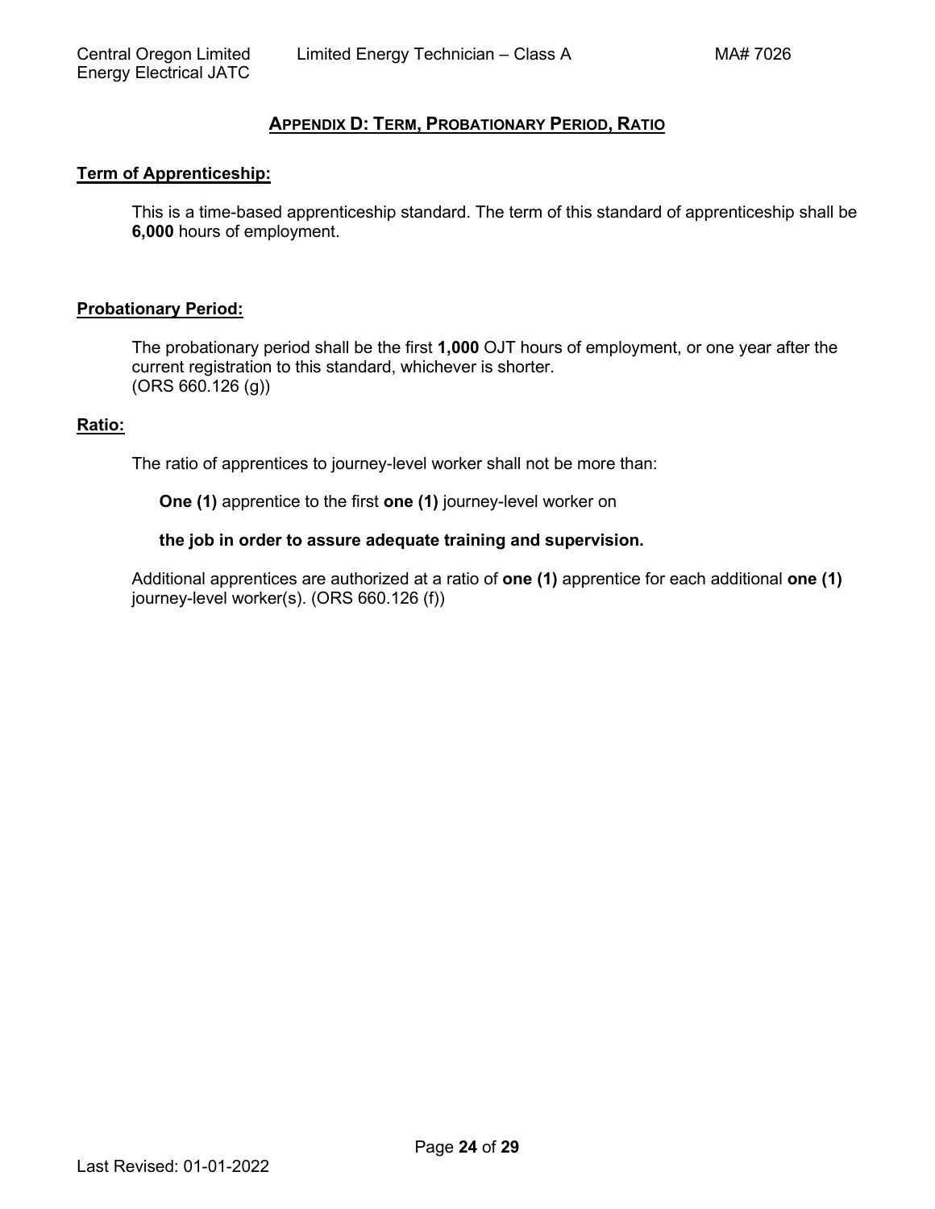## Appendix D: Term, Probationary Period, Ratio

**Term of Apprenticeship:**

This is a time-based apprenticeship standard. The term of this standard of apprenticeship shall be **6,000** hours of employment.

**Probationary Period:**

The probationary period shall be the first **1,000** OJT hours of employment, or one year after the current registration to this standard, whichever is shorter.
(ORS 660.126 (g))

**Ratio:**

The ratio of apprentices to journey-level worker shall not be more than:

**One (1)** apprentice to the first **one (1)** journey-level worker on

**the job in order to assure adequate training and supervision.**

Additional apprentices are authorized at a ratio of **one (1)** apprentice for each additional **one (1)** journey-level worker(s). (ORS 660.126 (f))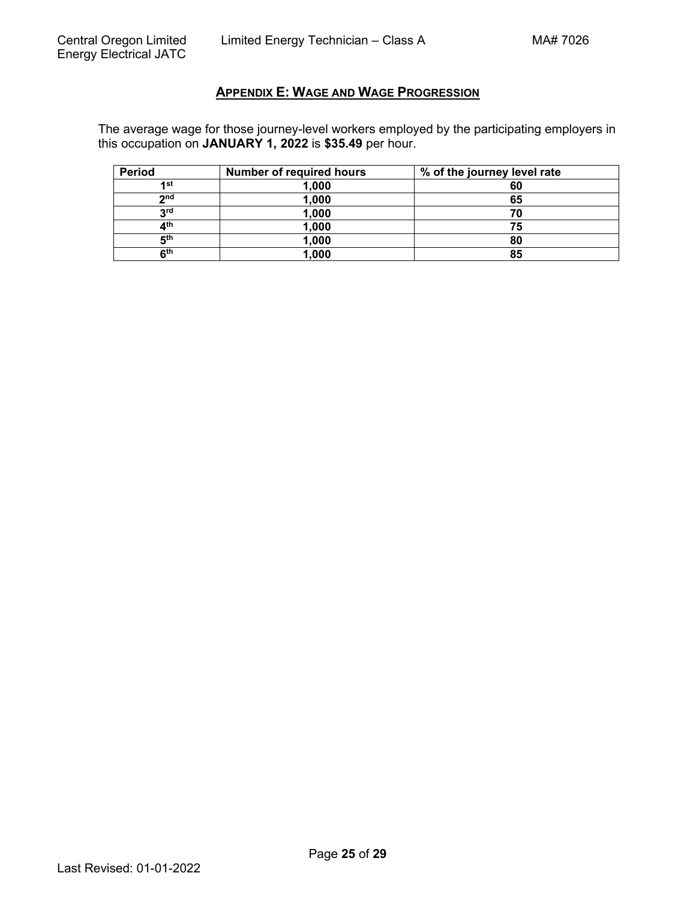## APPENDIX E: WAGE AND WAGE PROGRESSION

The average wage for those journey-level workers employed by the participating employers in this occupation on **JANUARY 1, 2022** is **$35.49** per hour.

| Period | Number of required hours | % of the journey level rate |
|---|---|---|
| 1st | 1,000 | 60 |
| 2nd | 1,000 | 65 |
| 3rd | 1,000 | 70 |
| 4th | 1,000 | 75 |
| 5th | 1,000 | 80 |
| 6th | 1,000 | 85 |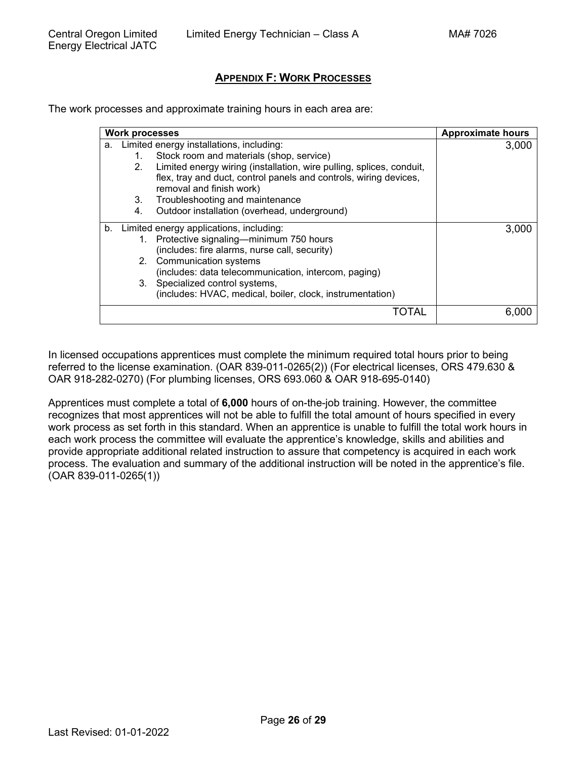## APPENDIX F: WORK PROCESSES

The work processes and approximate training hours in each area are:

| Work processes | Approximate hours |
|---|---|
| a. Limited energy installations, including:<br>1. Stock room and materials (shop, service)<br>2. Limited energy wiring (installation, wire pulling, splices, conduit, flex, tray and duct, control panels and controls, wiring devices, removal and finish work)<br>3. Troubleshooting and maintenance<br>4. Outdoor installation (overhead, underground) | 3,000 |
| b. Limited energy applications, including:<br>1. Protective signaling—minimum 750 hours (includes: fire alarms, nurse call, security)<br>2. Communication systems (includes: data telecommunication, intercom, paging)<br>3. Specialized control systems, (includes: HVAC, medical, boiler, clock, instrumentation) | 3,000 |
| TOTAL | 6,000 |

In licensed occupations apprentices must complete the minimum required total hours prior to being referred to the license examination. (OAR 839-011-0265(2)) (For electrical licenses, ORS 479.630 & OAR 918-282-0270) (For plumbing licenses, ORS 693.060 & OAR 918-695-0140)

Apprentices must complete a total of **6,000** hours of on-the-job training. However, the committee recognizes that most apprentices will not be able to fulfill the total amount of hours specified in every work process as set forth in this standard. When an apprentice is unable to fulfill the total work hours in each work process the committee will evaluate the apprentice's knowledge, skills and abilities and provide appropriate additional related instruction to assure that competency is acquired in each work process. The evaluation and summary of the additional instruction will be noted in the apprentice's file. (OAR 839-011-0265(1))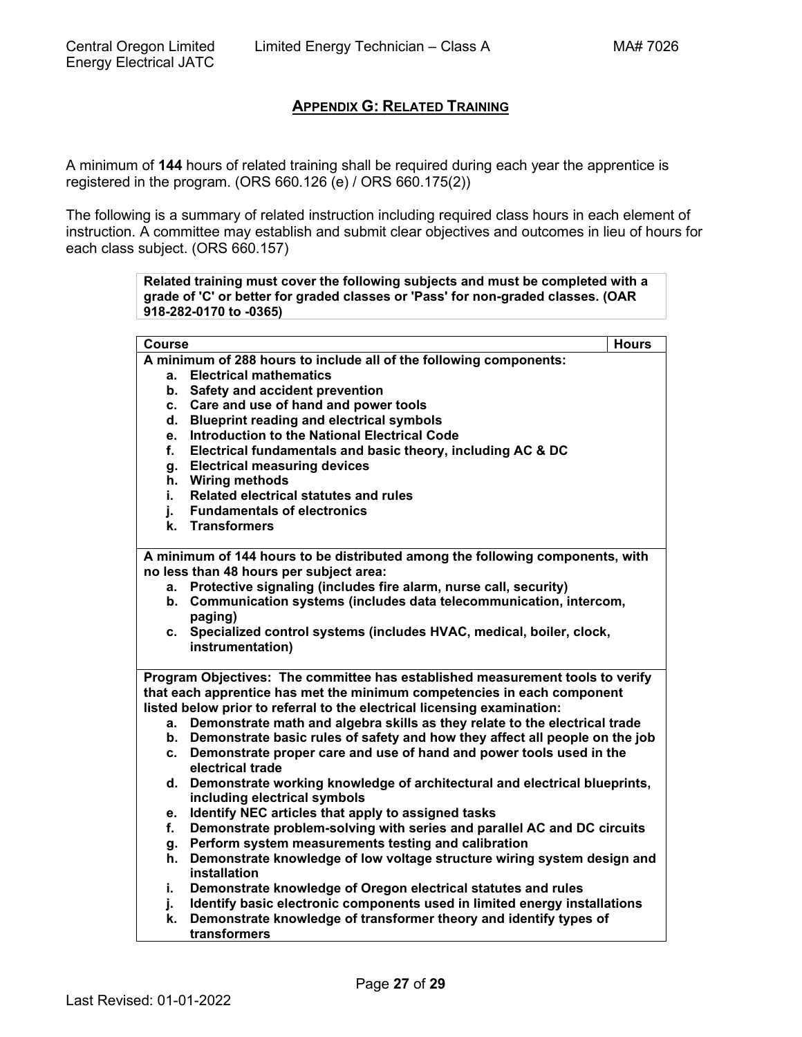## APPENDIX G: RELATED TRAINING

A minimum of **144** hours of related training shall be required during each year the apprentice is registered in the program. (ORS 660.126 (e) / ORS 660.175(2))

The following is a summary of related instruction including required class hours in each element of instruction. A committee may establish and submit clear objectives and outcomes in lieu of hours for each class subject. (ORS 660.157)

**Related training must cover the following subjects and must be completed with a grade of 'C' or better for graded classes or 'Pass' for non-graded classes. (OAR 918-282-0170 to -0365)**

| Course | Hours |
|---|---|
| **A minimum of 288 hours to include all of the following components:**<br>**a. Electrical mathematics**<br>**b. Safety and accident prevention**<br>**c. Care and use of hand and power tools**<br>**d. Blueprint reading and electrical symbols**<br>**e. Introduction to the National Electrical Code**<br>**f. Electrical fundamentals and basic theory, including AC & DC**<br>**g. Electrical measuring devices**<br>**h. Wiring methods**<br>**i. Related electrical statutes and rules**<br>**j. Fundamentals of electronics**<br>**k. Transformers** | |
| **A minimum of 144 hours to be distributed among the following components, with no less than 48 hours per subject area:**<br>**a. Protective signaling (includes fire alarm, nurse call, security)**<br>**b. Communication systems (includes data telecommunication, intercom, paging)**<br>**c. Specialized control systems (includes HVAC, medical, boiler, clock, instrumentation)** | |
| **Program Objectives: The committee has established measurement tools to verify that each apprentice has met the minimum competencies in each component listed below prior to referral to the electrical licensing examination:**<br>**a. Demonstrate math and algebra skills as they relate to the electrical trade**<br>**b. Demonstrate basic rules of safety and how they affect all people on the job**<br>**c. Demonstrate proper care and use of hand and power tools used in the electrical trade**<br>**d. Demonstrate working knowledge of architectural and electrical blueprints, including electrical symbols**<br>**e. Identify NEC articles that apply to assigned tasks**<br>**f. Demonstrate problem-solving with series and parallel AC and DC circuits**<br>**g. Perform system measurements testing and calibration**<br>**h. Demonstrate knowledge of low voltage structure wiring system design and installation**<br>**i. Demonstrate knowledge of Oregon electrical statutes and rules**<br>**j. Identify basic electronic components used in limited energy installations**<br>**k. Demonstrate knowledge of transformer theory and identify types of transformers** | |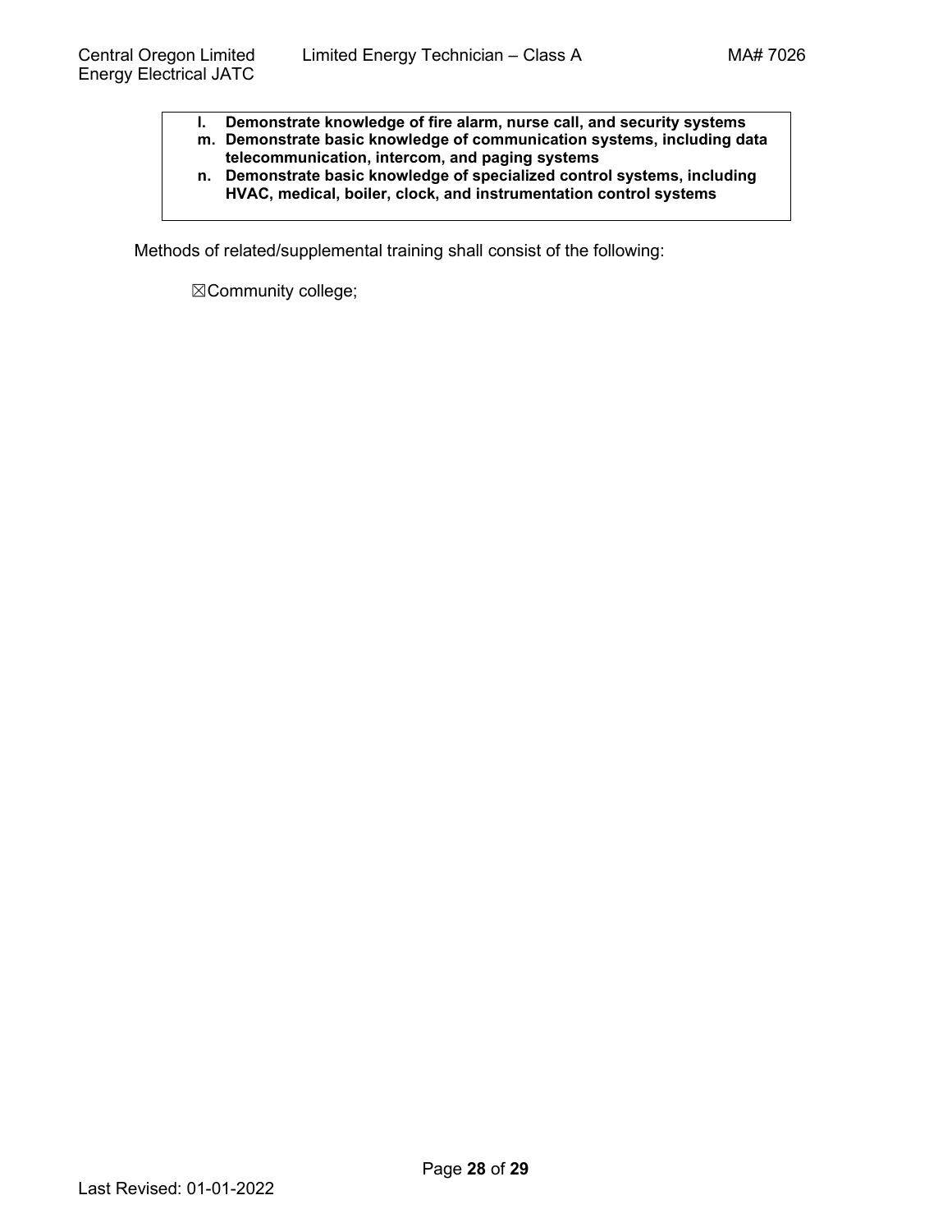**l. Demonstrate knowledge of fire alarm, nurse call, and security systems**
**m. Demonstrate basic knowledge of communication systems, including data telecommunication, intercom, and paging systems**
**n. Demonstrate basic knowledge of specialized control systems, including HVAC, medical, boiler, clock, and instrumentation control systems**

Methods of related/supplemental training shall consist of the following:

☒Community college;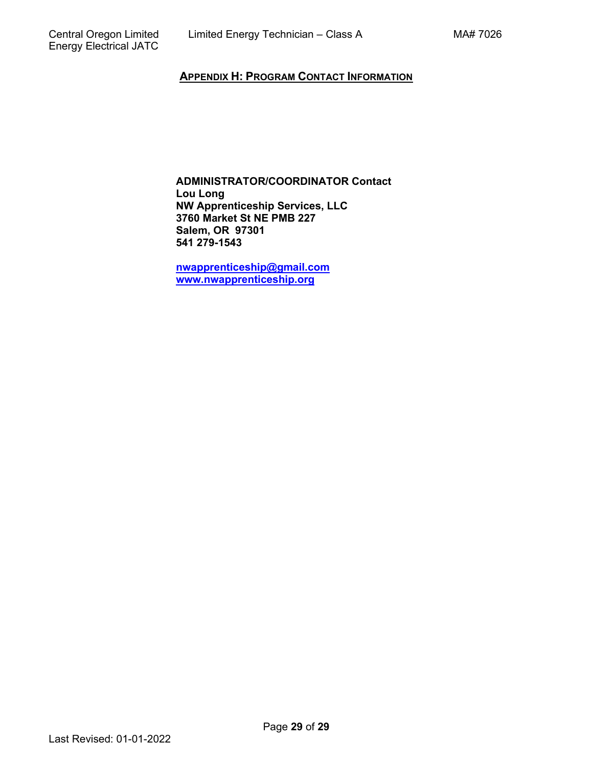## Appendix H: Program Contact Information

**ADMINISTRATOR/COORDINATOR Contact**
**Lou Long**
**NW Apprenticeship Services, LLC**
**3760 Market St NE PMB 227**
**Salem, OR 97301**
**541 279-1543**

**nwapprenticeship@gmail.com**
**www.nwapprenticeship.org**